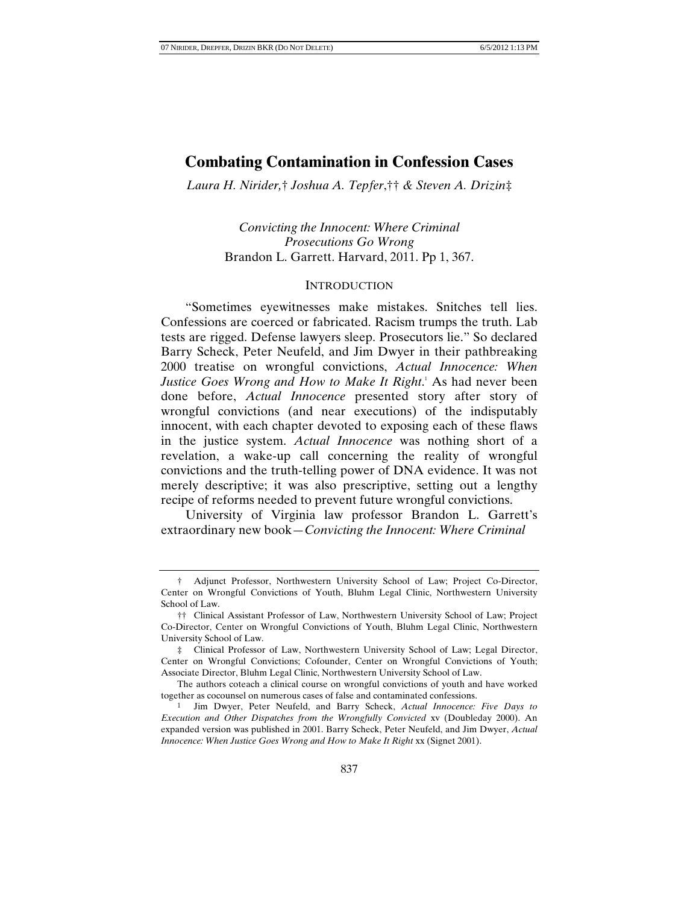# Combating Contamination in Confession Cases

*Laura H. Nirider,*† *Joshua A. Tepfer*,†† *& Steven A. Drizin*‡

*Convicting the Innocent: Where Criminal Prosecutions Go Wrong*
Brandon L. Garrett. Harvard, 2011. Pp 1, 367.

## INTRODUCTION

"Sometimes eyewitnesses make mistakes. Snitches tell lies. Confessions are coerced or fabricated. Racism trumps the truth. Lab tests are rigged. Defense lawyers sleep. Prosecutors lie." So declared Barry Scheck, Peter Neufeld, and Jim Dwyer in their pathbreaking 2000 treatise on wrongful convictions, *Actual Innocence: When Justice Goes Wrong and How to Make It Right*.[1] As had never been done before, *Actual Innocence* presented story after story of wrongful convictions (and near executions) of the indisputably innocent, with each chapter devoted to exposing each of these flaws in the justice system. *Actual Innocence* was nothing short of a revelation, a wake-up call concerning the reality of wrongful convictions and the truth-telling power of DNA evidence. It was not merely descriptive; it was also prescriptive, setting out a lengthy recipe of reforms needed to prevent future wrongful convictions.

University of Virginia law professor Brandon L. Garrett's extraordinary new book—*Convicting the Innocent: Where Criminal*

---

† Adjunct Professor, Northwestern University School of Law; Project Co-Director, Center on Wrongful Convictions of Youth, Bluhm Legal Clinic, Northwestern University School of Law.

†† Clinical Assistant Professor of Law, Northwestern University School of Law; Project Co-Director, Center on Wrongful Convictions of Youth, Bluhm Legal Clinic, Northwestern University School of Law.

‡ Clinical Professor of Law, Northwestern University School of Law; Legal Director, Center on Wrongful Convictions; Cofounder, Center on Wrongful Convictions of Youth; Associate Director, Bluhm Legal Clinic, Northwestern University School of Law.

The authors coteach a clinical course on wrongful convictions of youth and have worked together as cocounsel on numerous cases of false and contaminated confessions.

1 Jim Dwyer, Peter Neufeld, and Barry Scheck, *Actual Innocence: Five Days to Execution and Other Dispatches from the Wrongfully Convicted* xv (Doubleday 2000). An expanded version was published in 2001. Barry Scheck, Peter Neufeld, and Jim Dwyer, *Actual Innocence: When Justice Goes Wrong and How to Make It Right* xx (Signet 2001).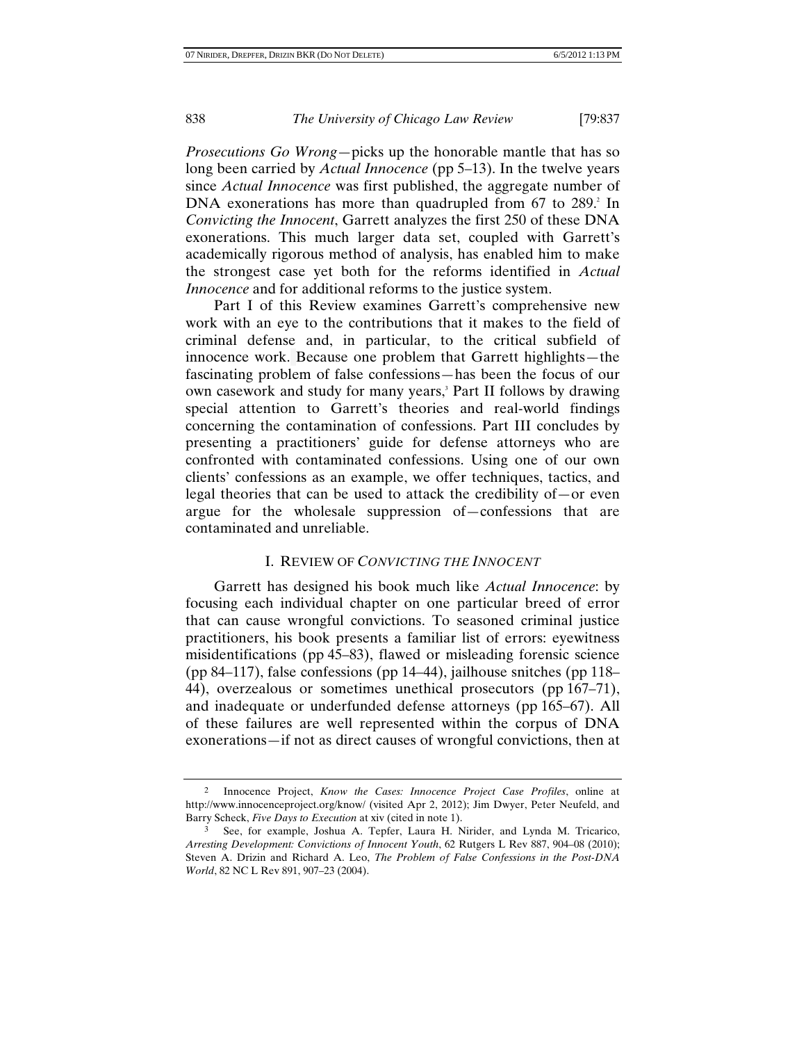*Prosecutions Go Wrong*—picks up the honorable mantle that has so long been carried by *Actual Innocence* (pp 5–13). In the twelve years since *Actual Innocence* was first published, the aggregate number of DNA exonerations has more than quadrupled from 67 to 289.[2] In *Convicting the Innocent*, Garrett analyzes the first 250 of these DNA exonerations. This much larger data set, coupled with Garrett's academically rigorous method of analysis, has enabled him to make the strongest case yet both for the reforms identified in *Actual Innocence* and for additional reforms to the justice system.

Part I of this Review examines Garrett's comprehensive new work with an eye to the contributions that it makes to the field of criminal defense and, in particular, to the critical subfield of innocence work. Because one problem that Garrett highlights—the fascinating problem of false confessions—has been the focus of our own casework and study for many years,[3] Part II follows by drawing special attention to Garrett's theories and real-world findings concerning the contamination of confessions. Part III concludes by presenting a practitioners' guide for defense attorneys who are confronted with contaminated confessions. Using one of our own clients' confessions as an example, we offer techniques, tactics, and legal theories that can be used to attack the credibility of—or even argue for the wholesale suppression of—confessions that are contaminated and unreliable.

## I. REVIEW OF *CONVICTING THE INNOCENT*

Garrett has designed his book much like *Actual Innocence*: by focusing each individual chapter on one particular breed of error that can cause wrongful convictions. To seasoned criminal justice practitioners, his book presents a familiar list of errors: eyewitness misidentifications (pp 45–83), flawed or misleading forensic science (pp 84–117), false confessions (pp 14–44), jailhouse snitches (pp 118–44), overzealous or sometimes unethical prosecutors (pp 167–71), and inadequate or underfunded defense attorneys (pp 165–67). All of these failures are well represented within the corpus of DNA exonerations—if not as direct causes of wrongful convictions, then at

---

2 Innocence Project, *Know the Cases: Innocence Project Case Profiles*, online at http://www.innocenceproject.org/know/ (visited Apr 2, 2012); Jim Dwyer, Peter Neufeld, and Barry Scheck, *Five Days to Execution* at xiv (cited in note 1).

3 See, for example, Joshua A. Tepfer, Laura H. Nirider, and Lynda M. Tricarico, *Arresting Development: Convictions of Innocent Youth*, 62 Rutgers L Rev 887, 904–08 (2010); Steven A. Drizin and Richard A. Leo, *The Problem of False Confessions in the Post-DNA World*, 82 NC L Rev 891, 907–23 (2004).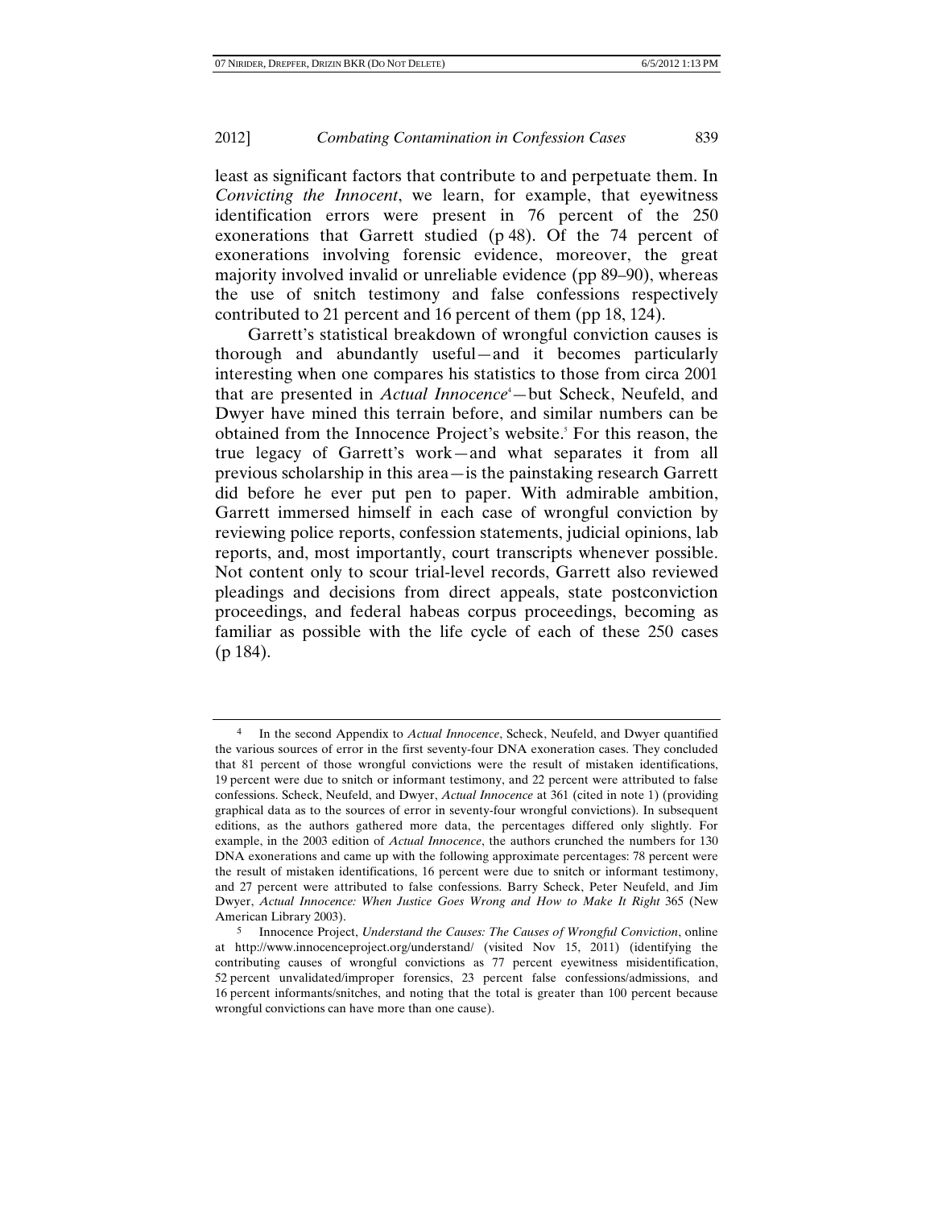least as significant factors that contribute to and perpetuate them. In *Convicting the Innocent*, we learn, for example, that eyewitness identification errors were present in 76 percent of the 250 exonerations that Garrett studied (p 48). Of the 74 percent of exonerations involving forensic evidence, moreover, the great majority involved invalid or unreliable evidence (pp 89–90), whereas the use of snitch testimony and false confessions respectively contributed to 21 percent and 16 percent of them (pp 18, 124).

Garrett's statistical breakdown of wrongful conviction causes is thorough and abundantly useful—and it becomes particularly interesting when one compares his statistics to those from circa 2001 that are presented in *Actual Innocence*[4]—but Scheck, Neufeld, and Dwyer have mined this terrain before, and similar numbers can be obtained from the Innocence Project's website.[5] For this reason, the true legacy of Garrett's work—and what separates it from all previous scholarship in this area—is the painstaking research Garrett did before he ever put pen to paper. With admirable ambition, Garrett immersed himself in each case of wrongful conviction by reviewing police reports, confession statements, judicial opinions, lab reports, and, most importantly, court transcripts whenever possible. Not content only to scour trial-level records, Garrett also reviewed pleadings and decisions from direct appeals, state postconviction proceedings, and federal habeas corpus proceedings, becoming as familiar as possible with the life cycle of each of these 250 cases (p 184).

---

[4] In the second Appendix to *Actual Innocence*, Scheck, Neufeld, and Dwyer quantified the various sources of error in the first seventy-four DNA exoneration cases. They concluded that 81 percent of those wrongful convictions were the result of mistaken identifications, 19 percent were due to snitch or informant testimony, and 22 percent were attributed to false confessions. Scheck, Neufeld, and Dwyer, *Actual Innocence* at 361 (cited in note 1) (providing graphical data as to the sources of error in seventy-four wrongful convictions). In subsequent editions, as the authors gathered more data, the percentages differed only slightly. For example, in the 2003 edition of *Actual Innocence*, the authors crunched the numbers for 130 DNA exonerations and came up with the following approximate percentages: 78 percent were the result of mistaken identifications, 16 percent were due to snitch or informant testimony, and 27 percent were attributed to false confessions. Barry Scheck, Peter Neufeld, and Jim Dwyer, *Actual Innocence: When Justice Goes Wrong and How to Make It Right* 365 (New American Library 2003).

[5] Innocence Project, *Understand the Causes: The Causes of Wrongful Conviction*, online at http://www.innocenceproject.org/understand/ (visited Nov 15, 2011) (identifying the contributing causes of wrongful convictions as 77 percent eyewitness misidentification, 52 percent unvalidated/improper forensics, 23 percent false confessions/admissions, and 16 percent informants/snitches, and noting that the total is greater than 100 percent because wrongful convictions can have more than one cause).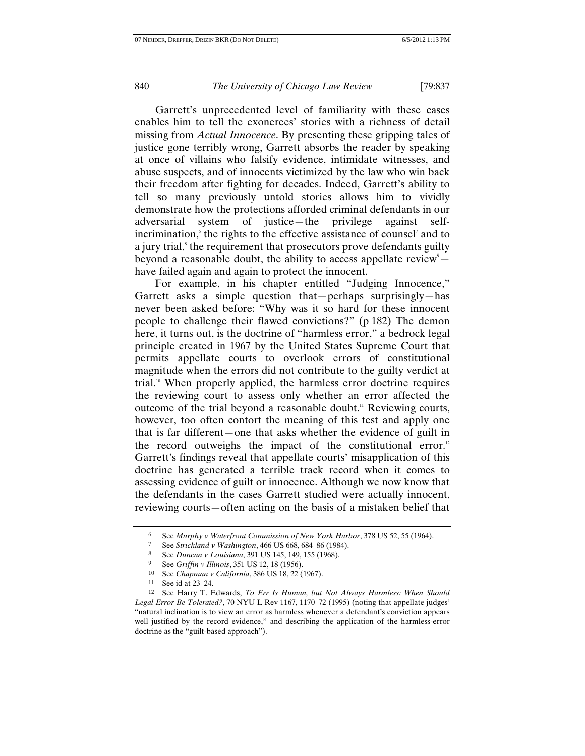Garrett's unprecedented level of familiarity with these cases enables him to tell the exonerees' stories with a richness of detail missing from *Actual Innocence*. By presenting these gripping tales of justice gone terribly wrong, Garrett absorbs the reader by speaking at once of villains who falsify evidence, intimidate witnesses, and abuse suspects, and of innocents victimized by the law who win back their freedom after fighting for decades. Indeed, Garrett's ability to tell so many previously untold stories allows him to vividly demonstrate how the protections afforded criminal defendants in our adversarial system of justice—the privilege against self-incrimination,[6] the rights to the effective assistance of counsel[7] and to a jury trial,[8] the requirement that prosecutors prove defendants guilty beyond a reasonable doubt, the ability to access appellate review[9]—have failed again and again to protect the innocent.

For example, in his chapter entitled "Judging Innocence," Garrett asks a simple question that—perhaps surprisingly—has never been asked before: "Why was it so hard for these innocent people to challenge their flawed convictions?" (p 182) The demon here, it turns out, is the doctrine of "harmless error," a bedrock legal principle created in 1967 by the United States Supreme Court that permits appellate courts to overlook errors of constitutional magnitude when the errors did not contribute to the guilty verdict at trial.[10] When properly applied, the harmless error doctrine requires the reviewing court to assess only whether an error affected the outcome of the trial beyond a reasonable doubt.[11] Reviewing courts, however, too often contort the meaning of this test and apply one that is far different—one that asks whether the evidence of guilt in the record outweighs the impact of the constitutional error.[12] Garrett's findings reveal that appellate courts' misapplication of this doctrine has generated a terrible track record when it comes to assessing evidence of guilt or innocence. Although we now know that the defendants in the cases Garrett studied were actually innocent, reviewing courts—often acting on the basis of a mistaken belief that

---

6 See *Murphy v Waterfront Commission of New York Harbor*, 378 US 52, 55 (1964).

7 See *Strickland v Washington*, 466 US 668, 684–86 (1984).

8 See *Duncan v Louisiana*, 391 US 145, 149, 155 (1968).

9 See *Griffin v Illinois*, 351 US 12, 18 (1956).

10 See *Chapman v California*, 386 US 18, 22 (1967).

11 See id at 23–24.

12 See Harry T. Edwards, *To Err Is Human, but Not Always Harmless: When Should Legal Error Be Tolerated?*, 70 NYU L Rev 1167, 1170–72 (1995) (noting that appellate judges' "natural inclination is to view an error as harmless whenever a defendant's conviction appears well justified by the record evidence," and describing the application of the harmless-error doctrine as the "guilt-based approach").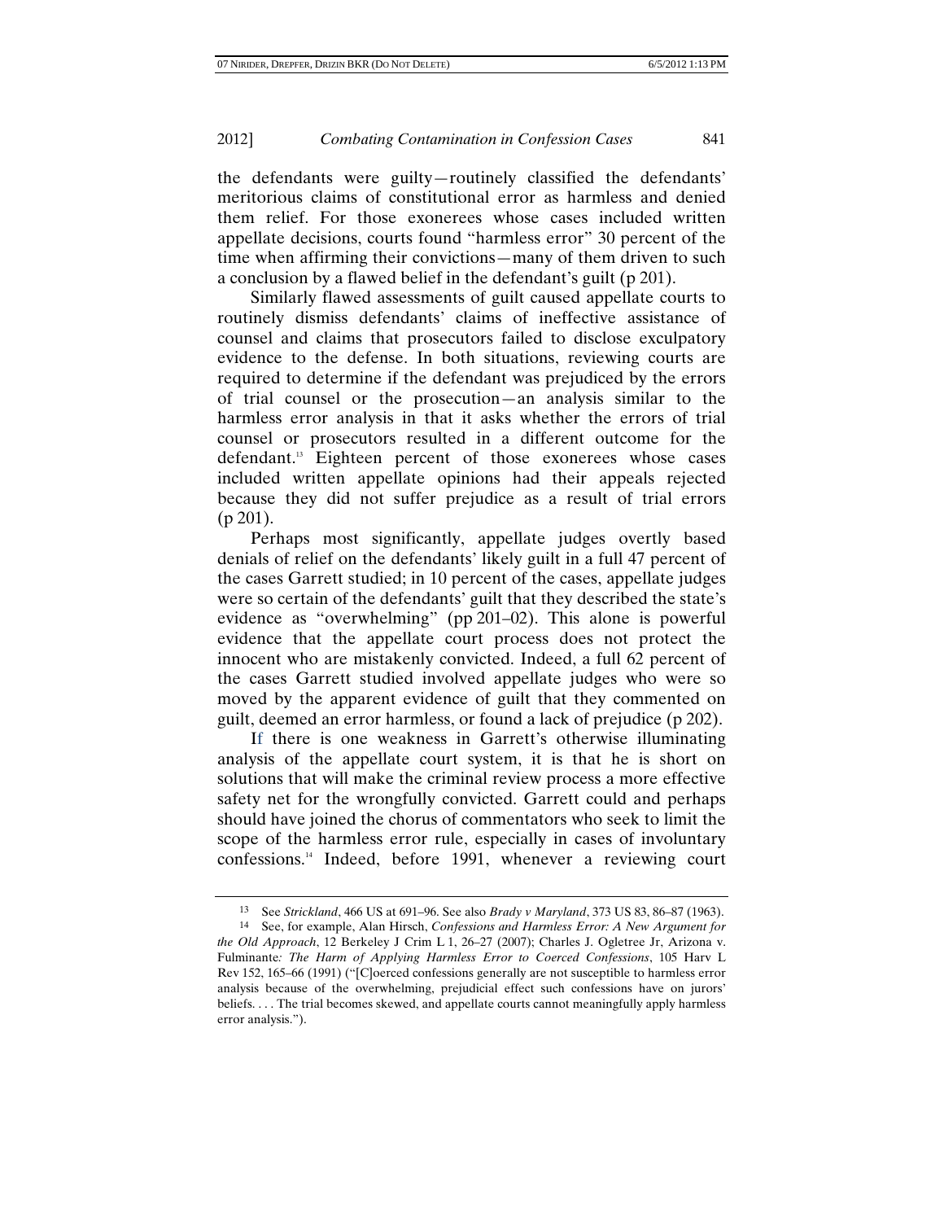the defendants were guilty—routinely classified the defendants' meritorious claims of constitutional error as harmless and denied them relief. For those exonerees whose cases included written appellate decisions, courts found "harmless error" 30 percent of the time when affirming their convictions—many of them driven to such a conclusion by a flawed belief in the defendant's guilt (p 201).

Similarly flawed assessments of guilt caused appellate courts to routinely dismiss defendants' claims of ineffective assistance of counsel and claims that prosecutors failed to disclose exculpatory evidence to the defense. In both situations, reviewing courts are required to determine if the defendant was prejudiced by the errors of trial counsel or the prosecution—an analysis similar to the harmless error analysis in that it asks whether the errors of trial counsel or prosecutors resulted in a different outcome for the defendant.[13] Eighteen percent of those exonerees whose cases included written appellate opinions had their appeals rejected because they did not suffer prejudice as a result of trial errors (p 201).

Perhaps most significantly, appellate judges overtly based denials of relief on the defendants' likely guilt in a full 47 percent of the cases Garrett studied; in 10 percent of the cases, appellate judges were so certain of the defendants' guilt that they described the state's evidence as "overwhelming" (pp 201–02). This alone is powerful evidence that the appellate court process does not protect the innocent who are mistakenly convicted. Indeed, a full 62 percent of the cases Garrett studied involved appellate judges who were so moved by the apparent evidence of guilt that they commented on guilt, deemed an error harmless, or found a lack of prejudice (p 202).

If there is one weakness in Garrett's otherwise illuminating analysis of the appellate court system, it is that he is short on solutions that will make the criminal review process a more effective safety net for the wrongfully convicted. Garrett could and perhaps should have joined the chorus of commentators who seek to limit the scope of the harmless error rule, especially in cases of involuntary confessions.[14] Indeed, before 1991, whenever a reviewing court

---

[13] See *Strickland*, 466 US at 691–96. See also *Brady v Maryland*, 373 US 83, 86–87 (1963).

[14] See, for example, Alan Hirsch, *Confessions and Harmless Error: A New Argument for the Old Approach*, 12 Berkeley J Crim L 1, 26–27 (2007); Charles J. Ogletree Jr, Arizona v. Fulminante*: The Harm of Applying Harmless Error to Coerced Confessions*, 105 Harv L Rev 152, 165–66 (1991) ("[C]oerced confessions generally are not susceptible to harmless error analysis because of the overwhelming, prejudicial effect such confessions have on jurors' beliefs. . . . The trial becomes skewed, and appellate courts cannot meaningfully apply harmless error analysis.").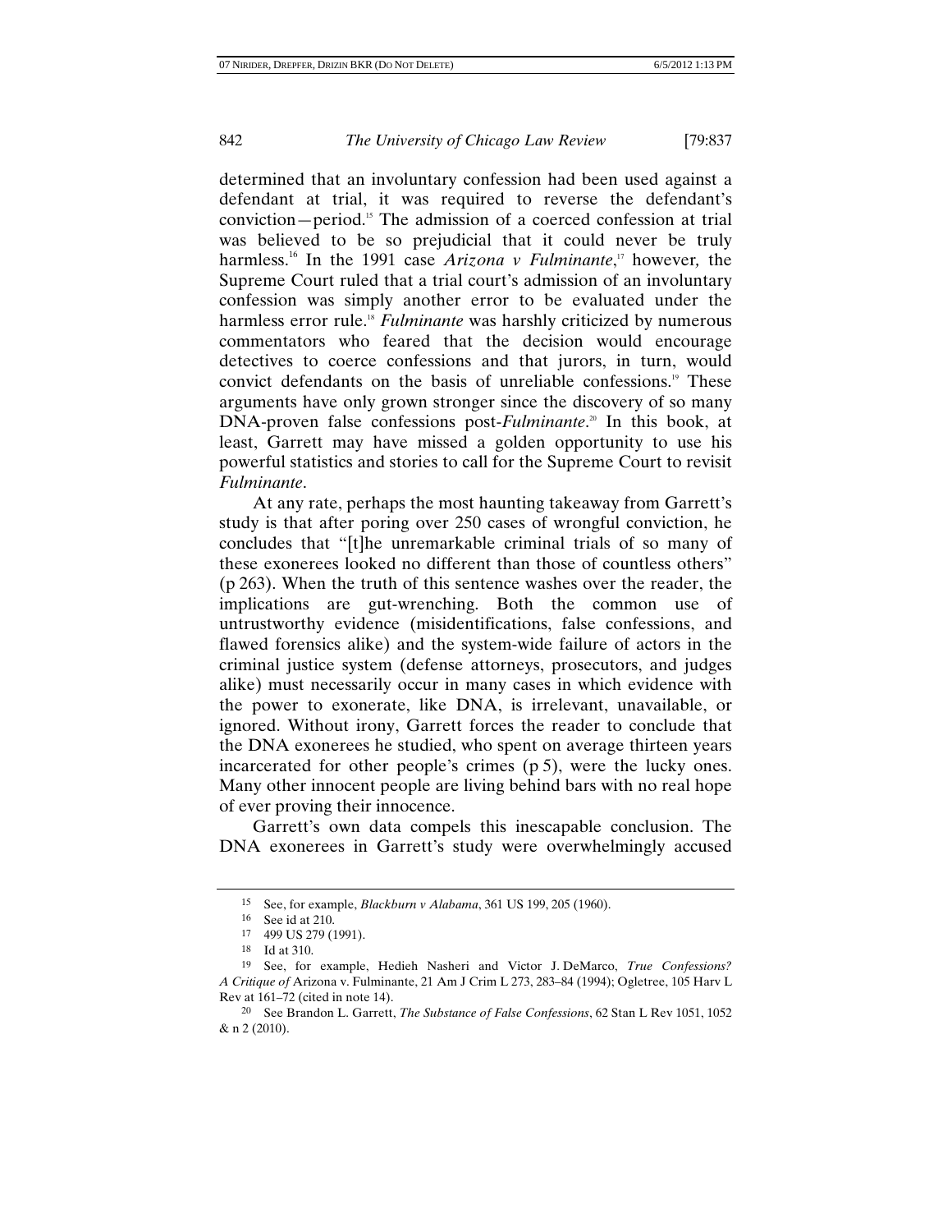determined that an involuntary confession had been used against a defendant at trial, it was required to reverse the defendant's conviction—period.[15] The admission of a coerced confession at trial was believed to be so prejudicial that it could never be truly harmless.[16] In the 1991 case *Arizona v Fulminante*,[17] however, the Supreme Court ruled that a trial court's admission of an involuntary confession was simply another error to be evaluated under the harmless error rule.[18] *Fulminante* was harshly criticized by numerous commentators who feared that the decision would encourage detectives to coerce confessions and that jurors, in turn, would convict defendants on the basis of unreliable confessions.[19] These arguments have only grown stronger since the discovery of so many DNA-proven false confessions post-*Fulminante*.[20] In this book, at least, Garrett may have missed a golden opportunity to use his powerful statistics and stories to call for the Supreme Court to revisit *Fulminante*.

At any rate, perhaps the most haunting takeaway from Garrett's study is that after poring over 250 cases of wrongful conviction, he concludes that "[t]he unremarkable criminal trials of so many of these exonerees looked no different than those of countless others" (p 263). When the truth of this sentence washes over the reader, the implications are gut-wrenching. Both the common use of untrustworthy evidence (misidentifications, false confessions, and flawed forensics alike) and the system-wide failure of actors in the criminal justice system (defense attorneys, prosecutors, and judges alike) must necessarily occur in many cases in which evidence with the power to exonerate, like DNA, is irrelevant, unavailable, or ignored. Without irony, Garrett forces the reader to conclude that the DNA exonerees he studied, who spent on average thirteen years incarcerated for other people's crimes (p 5), were the lucky ones. Many other innocent people are living behind bars with no real hope of ever proving their innocence.

Garrett's own data compels this inescapable conclusion. The DNA exonerees in Garrett's study were overwhelmingly accused

---

15 See, for example, *Blackburn v Alabama*, 361 US 199, 205 (1960).

16 See id at 210.

17 499 US 279 (1991).

18 Id at 310.

19 See, for example, Hedieh Nasheri and Victor J. DeMarco, *True Confessions? A Critique of* Arizona v. Fulminante, 21 Am J Crim L 273, 283–84 (1994); Ogletree, 105 Harv L Rev at 161–72 (cited in note 14).

20 See Brandon L. Garrett, *The Substance of False Confessions*, 62 Stan L Rev 1051, 1052 & n 2 (2010).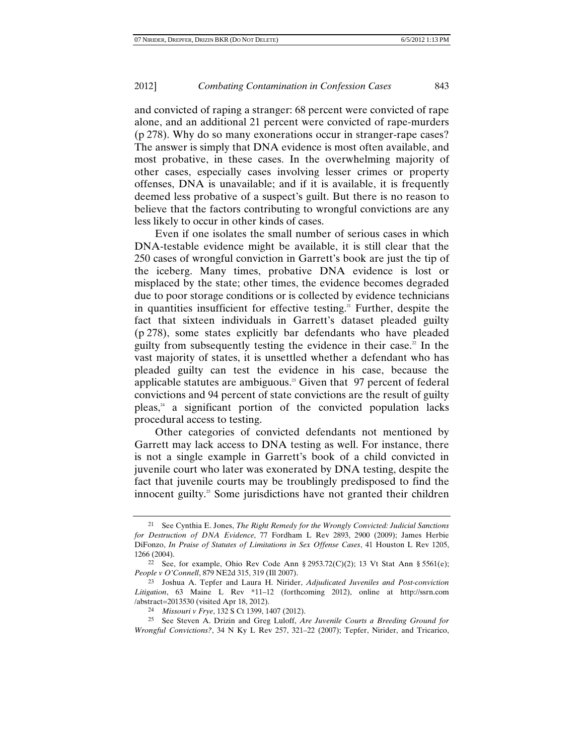and convicted of raping a stranger: 68 percent were convicted of rape alone, and an additional 21 percent were convicted of rape-murders (p 278). Why do so many exonerations occur in stranger-rape cases? The answer is simply that DNA evidence is most often available, and most probative, in these cases. In the overwhelming majority of other cases, especially cases involving lesser crimes or property offenses, DNA is unavailable; and if it is available, it is frequently deemed less probative of a suspect's guilt. But there is no reason to believe that the factors contributing to wrongful convictions are any less likely to occur in other kinds of cases.

Even if one isolates the small number of serious cases in which DNA-testable evidence might be available, it is still clear that the 250 cases of wrongful conviction in Garrett's book are just the tip of the iceberg. Many times, probative DNA evidence is lost or misplaced by the state; other times, the evidence becomes degraded due to poor storage conditions or is collected by evidence technicians in quantities insufficient for effective testing.[21] Further, despite the fact that sixteen individuals in Garrett's dataset pleaded guilty (p 278), some states explicitly bar defendants who have pleaded guilty from subsequently testing the evidence in their case.[22] In the vast majority of states, it is unsettled whether a defendant who has pleaded guilty can test the evidence in his case, because the applicable statutes are ambiguous.[23] Given that 97 percent of federal convictions and 94 percent of state convictions are the result of guilty pleas,[24] a significant portion of the convicted population lacks procedural access to testing.

Other categories of convicted defendants not mentioned by Garrett may lack access to DNA testing as well. For instance, there is not a single example in Garrett's book of a child convicted in juvenile court who later was exonerated by DNA testing, despite the fact that juvenile courts may be troublingly predisposed to find the innocent guilty.[25] Some jurisdictions have not granted their children

---

21 See Cynthia E. Jones, *The Right Remedy for the Wrongly Convicted: Judicial Sanctions for Destruction of DNA Evidence*, 77 Fordham L Rev 2893, 2900 (2009); James Herbie DiFonzo, *In Praise of Statutes of Limitations in Sex Offense Cases*, 41 Houston L Rev 1205, 1266 (2004).

22 See, for example, Ohio Rev Code Ann § 2953.72(C)(2); 13 Vt Stat Ann § 5561(e); *People v O'Connell*, 879 NE2d 315, 319 (Ill 2007).

23 Joshua A. Tepfer and Laura H. Nirider, *Adjudicated Juveniles and Post-conviction Litigation*, 63 Maine L Rev *11–12 (forthcoming 2012), online at http://ssrn.com/abstract=2013530 (visited Apr 18, 2012).

24 *Missouri v Frye*, 132 S Ct 1399, 1407 (2012).

25 See Steven A. Drizin and Greg Luloff, *Are Juvenile Courts a Breeding Ground for Wrongful Convictions?*, 34 N Ky L Rev 257, 321–22 (2007); Tepfer, Nirider, and Tricarico,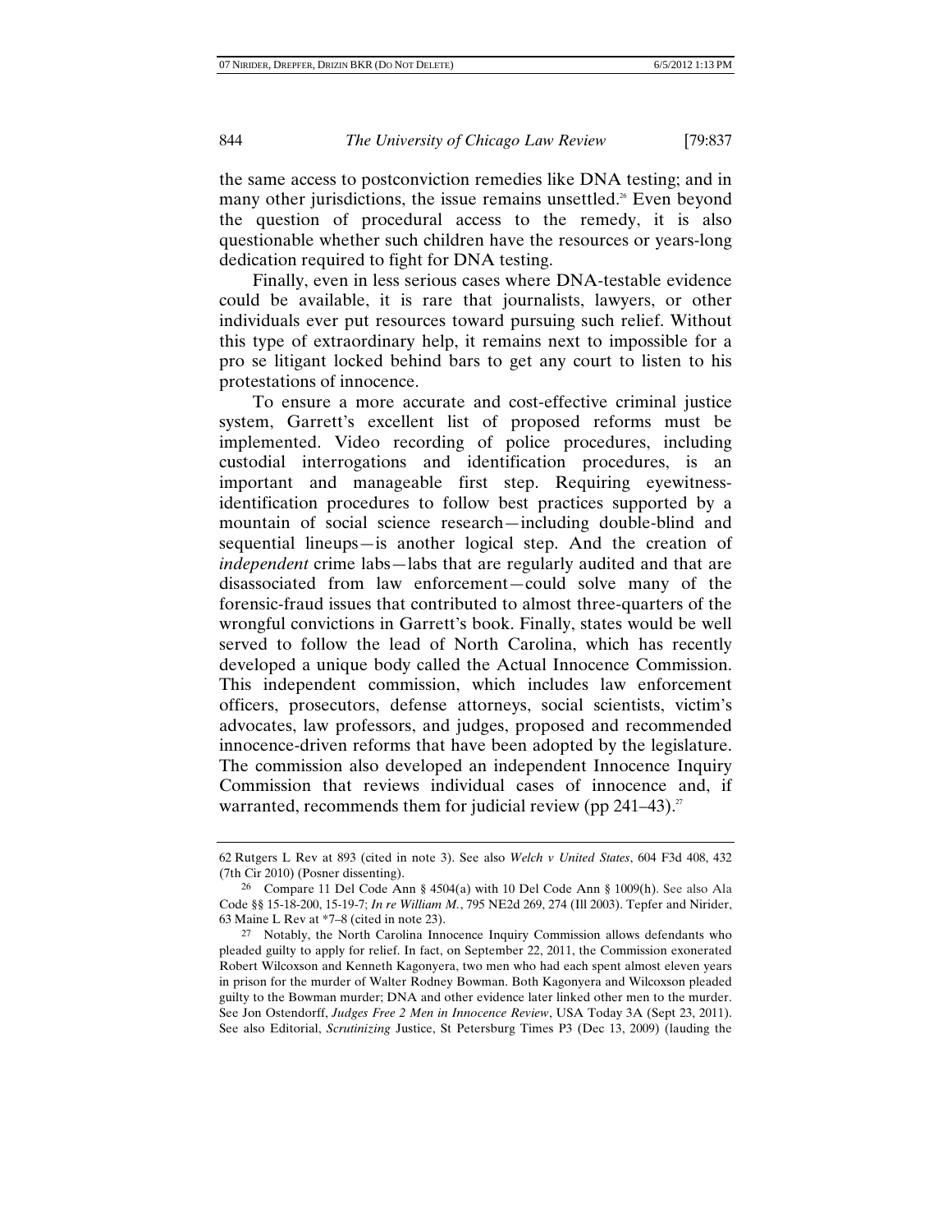the same access to postconviction remedies like DNA testing; and in many other jurisdictions, the issue remains unsettled.[26] Even beyond the question of procedural access to the remedy, it is also questionable whether such children have the resources or years-long dedication required to fight for DNA testing.

Finally, even in less serious cases where DNA-testable evidence could be available, it is rare that journalists, lawyers, or other individuals ever put resources toward pursuing such relief. Without this type of extraordinary help, it remains next to impossible for a pro se litigant locked behind bars to get any court to listen to his protestations of innocence.

To ensure a more accurate and cost-effective criminal justice system, Garrett's excellent list of proposed reforms must be implemented. Video recording of police procedures, including custodial interrogations and identification procedures, is an important and manageable first step. Requiring eyewitness-identification procedures to follow best practices supported by a mountain of social science research—including double-blind and sequential lineups—is another logical step. And the creation of *independent* crime labs—labs that are regularly audited and that are disassociated from law enforcement—could solve many of the forensic-fraud issues that contributed to almost three-quarters of the wrongful convictions in Garrett's book. Finally, states would be well served to follow the lead of North Carolina, which has recently developed a unique body called the Actual Innocence Commission. This independent commission, which includes law enforcement officers, prosecutors, defense attorneys, social scientists, victim's advocates, law professors, and judges, proposed and recommended innocence-driven reforms that have been adopted by the legislature. The commission also developed an independent Innocence Inquiry Commission that reviews individual cases of innocence and, if warranted, recommends them for judicial review (pp 241–43).[27]

---

62 Rutgers L Rev at 893 (cited in note 3). See also *Welch v United States*, 604 F3d 408, 432 (7th Cir 2010) (Posner dissenting).

26 Compare 11 Del Code Ann § 4504(a) with 10 Del Code Ann § 1009(h). See also Ala Code §§ 15-18-200, 15-19-7; *In re William M.*, 795 NE2d 269, 274 (Ill 2003). Tepfer and Nirider, 63 Maine L Rev at *7–8 (cited in note 23).

27 Notably, the North Carolina Innocence Inquiry Commission allows defendants who pleaded guilty to apply for relief. In fact, on September 22, 2011, the Commission exonerated Robert Wilcoxson and Kenneth Kagonyera, two men who had each spent almost eleven years in prison for the murder of Walter Rodney Bowman. Both Kagonyera and Wilcoxson pleaded guilty to the Bowman murder; DNA and other evidence later linked other men to the murder. See Jon Ostendorff, *Judges Free 2 Men in Innocence Review*, USA Today 3A (Sept 23, 2011). See also Editorial, *Scrutinizing* Justice, St Petersburg Times P3 (Dec 13, 2009) (lauding the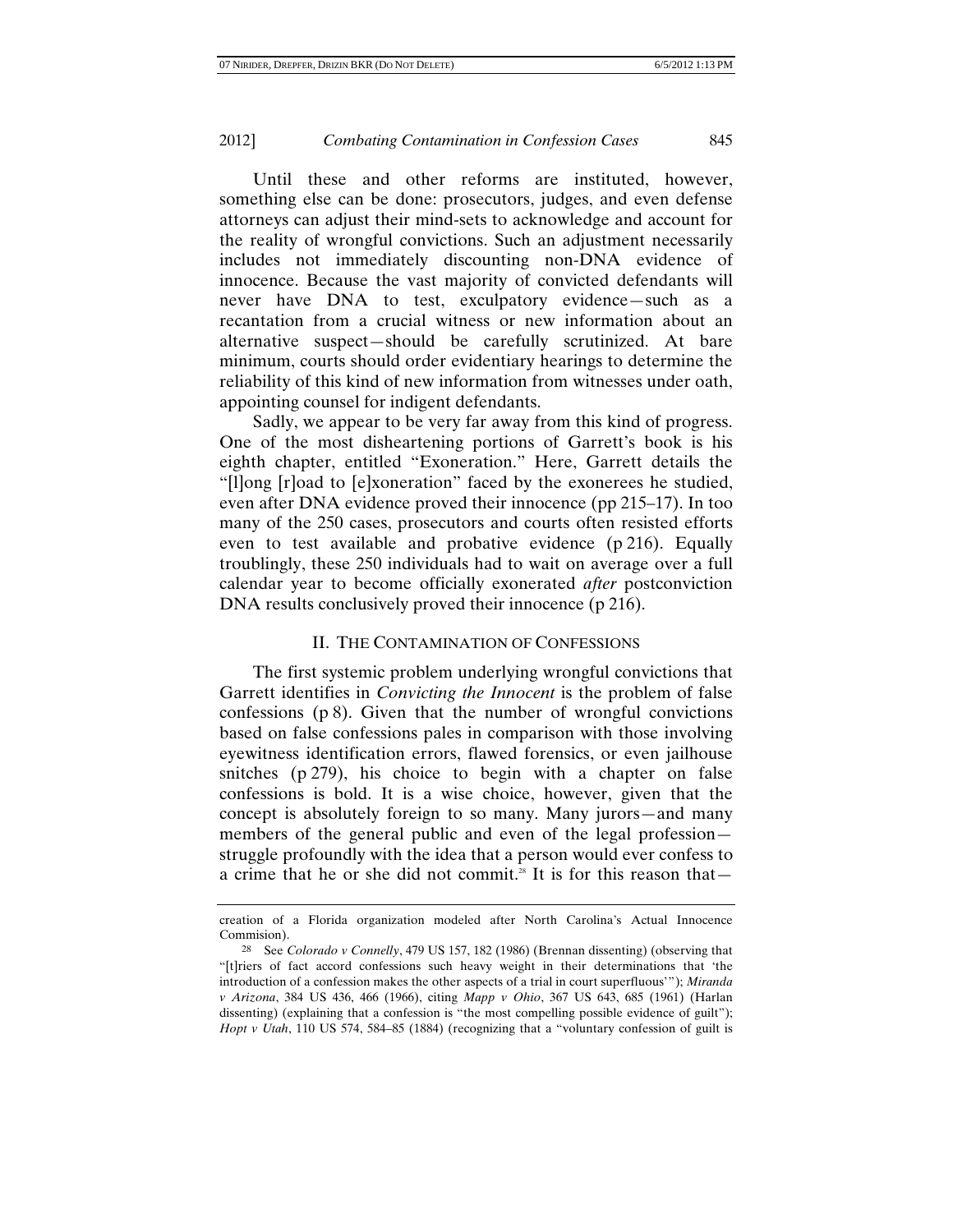Until these and other reforms are instituted, however, something else can be done: prosecutors, judges, and even defense attorneys can adjust their mind-sets to acknowledge and account for the reality of wrongful convictions. Such an adjustment necessarily includes not immediately discounting non-DNA evidence of innocence. Because the vast majority of convicted defendants will never have DNA to test, exculpatory evidence—such as a recantation from a crucial witness or new information about an alternative suspect—should be carefully scrutinized. At bare minimum, courts should order evidentiary hearings to determine the reliability of this kind of new information from witnesses under oath, appointing counsel for indigent defendants.

Sadly, we appear to be very far away from this kind of progress. One of the most disheartening portions of Garrett's book is his eighth chapter, entitled "Exoneration." Here, Garrett details the "[l]ong [r]oad to [e]xoneration" faced by the exonerees he studied, even after DNA evidence proved their innocence (pp 215–17). In too many of the 250 cases, prosecutors and courts often resisted efforts even to test available and probative evidence (p 216). Equally troublingly, these 250 individuals had to wait on average over a full calendar year to become officially exonerated *after* postconviction DNA results conclusively proved their innocence (p 216).

## II. The Contamination of Confessions

The first systemic problem underlying wrongful convictions that Garrett identifies in *Convicting the Innocent* is the problem of false confessions (p 8). Given that the number of wrongful convictions based on false confessions pales in comparison with those involving eyewitness identification errors, flawed forensics, or even jailhouse snitches (p 279), his choice to begin with a chapter on false confessions is bold. It is a wise choice, however, given that the concept is absolutely foreign to so many. Many jurors—and many members of the general public and even of the legal profession—struggle profoundly with the idea that a person would ever confess to a crime that he or she did not commit.[28] It is for this reason that—

---

creation of a Florida organization modeled after North Carolina's Actual Innocence Commision).

28 See *Colorado v Connelly*, 479 US 157, 182 (1986) (Brennan dissenting) (observing that "[t]riers of fact accord confessions such heavy weight in their determinations that 'the introduction of a confession makes the other aspects of a trial in court superfluous'"); *Miranda v Arizona*, 384 US 436, 466 (1966), citing *Mapp v Ohio*, 367 US 643, 685 (1961) (Harlan dissenting) (explaining that a confession is "the most compelling possible evidence of guilt"); *Hopt v Utah*, 110 US 574, 584–85 (1884) (recognizing that a "voluntary confession of guilt is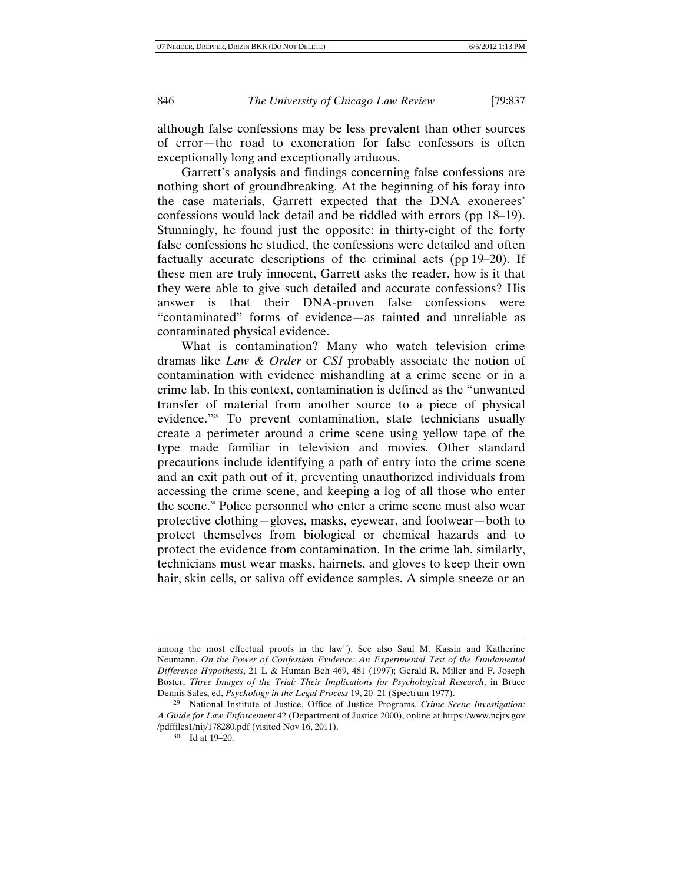although false confessions may be less prevalent than other sources of error—the road to exoneration for false confessors is often exceptionally long and exceptionally arduous.

Garrett's analysis and findings concerning false confessions are nothing short of groundbreaking. At the beginning of his foray into the case materials, Garrett expected that the DNA exonerees' confessions would lack detail and be riddled with errors (pp 18–19). Stunningly, he found just the opposite: in thirty-eight of the forty false confessions he studied, the confessions were detailed and often factually accurate descriptions of the criminal acts (pp 19–20). If these men are truly innocent, Garrett asks the reader, how is it that they were able to give such detailed and accurate confessions? His answer is that their DNA-proven false confessions were "contaminated" forms of evidence—as tainted and unreliable as contaminated physical evidence.

What is contamination? Many who watch television crime dramas like *Law & Order* or *CSI* probably associate the notion of contamination with evidence mishandling at a crime scene or in a crime lab. In this context, contamination is defined as the "unwanted transfer of material from another source to a piece of physical evidence."[29] To prevent contamination, state technicians usually create a perimeter around a crime scene using yellow tape of the type made familiar in television and movies. Other standard precautions include identifying a path of entry into the crime scene and an exit path out of it, preventing unauthorized individuals from accessing the crime scene, and keeping a log of all those who enter the scene.[30] Police personnel who enter a crime scene must also wear protective clothing—gloves, masks, eyewear, and footwear—both to protect themselves from biological or chemical hazards and to protect the evidence from contamination. In the crime lab, similarly, technicians must wear masks, hairnets, and gloves to keep their own hair, skin cells, or saliva off evidence samples. A simple sneeze or an

---

among the most effectual proofs in the law"). See also Saul M. Kassin and Katherine Neumann, *On the Power of Confession Evidence: An Experimental Test of the Fundamental Difference Hypothesis*, 21 L & Human Beh 469, 481 (1997); Gerald R. Miller and F. Joseph Boster, *Three Images of the Trial: Their Implications for Psychological Research*, in Bruce Dennis Sales, ed, *Psychology in the Legal Process* 19, 20–21 (Spectrum 1977).

29 National Institute of Justice, Office of Justice Programs, *Crime Scene Investigation: A Guide for Law Enforcement* 42 (Department of Justice 2000), online at https://www.ncjrs.gov/pdffiles1/nij/178280.pdf (visited Nov 16, 2011).

30 Id at 19–20.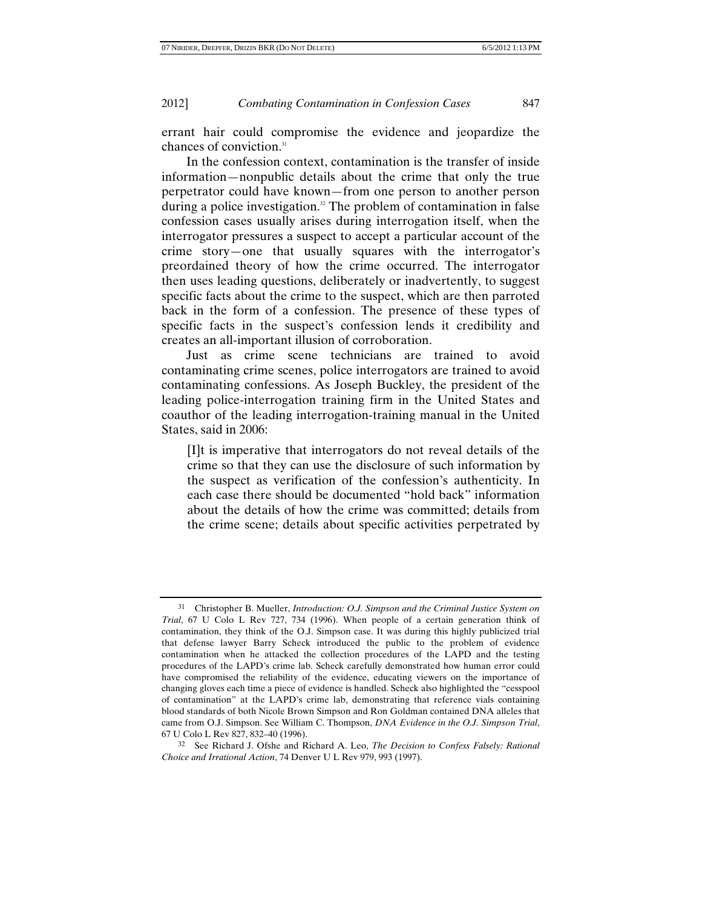errant hair could compromise the evidence and jeopardize the chances of conviction.[31]

In the confession context, contamination is the transfer of inside information—nonpublic details about the crime that only the true perpetrator could have known—from one person to another person during a police investigation.[32] The problem of contamination in false confession cases usually arises during interrogation itself, when the interrogator pressures a suspect to accept a particular account of the crime story—one that usually squares with the interrogator's preordained theory of how the crime occurred. The interrogator then uses leading questions, deliberately or inadvertently, to suggest specific facts about the crime to the suspect, which are then parroted back in the form of a confession. The presence of these types of specific facts in the suspect's confession lends it credibility and creates an all-important illusion of corroboration.

Just as crime scene technicians are trained to avoid contaminating crime scenes, police interrogators are trained to avoid contaminating confessions. As Joseph Buckley, the president of the leading police-interrogation training firm in the United States and coauthor of the leading interrogation-training manual in the United States, said in 2006:

> [I]t is imperative that interrogators do not reveal details of the crime so that they can use the disclosure of such information by the suspect as verification of the confession's authenticity. In each case there should be documented "hold back" information about the details of how the crime was committed; details from the crime scene; details about specific activities perpetrated by

---

[31] Christopher B. Mueller, *Introduction: O.J. Simpson and the Criminal Justice System on Trial*, 67 U Colo L Rev 727, 734 (1996). When people of a certain generation think of contamination, they think of the O.J. Simpson case. It was during this highly publicized trial that defense lawyer Barry Scheck introduced the public to the problem of evidence contamination when he attacked the collection procedures of the LAPD and the testing procedures of the LAPD's crime lab. Scheck carefully demonstrated how human error could have compromised the reliability of the evidence, educating viewers on the importance of changing gloves each time a piece of evidence is handled. Scheck also highlighted the "cesspool of contamination" at the LAPD's crime lab, demonstrating that reference vials containing blood standards of both Nicole Brown Simpson and Ron Goldman contained DNA alleles that came from O.J. Simpson. See William C. Thompson, *DNA Evidence in the O.J. Simpson Trial*, 67 U Colo L Rev 827, 832–40 (1996).

[32] See Richard J. Ofshe and Richard A. Leo, *The Decision to Confess Falsely: Rational Choice and Irrational Action*, 74 Denver U L Rev 979, 993 (1997).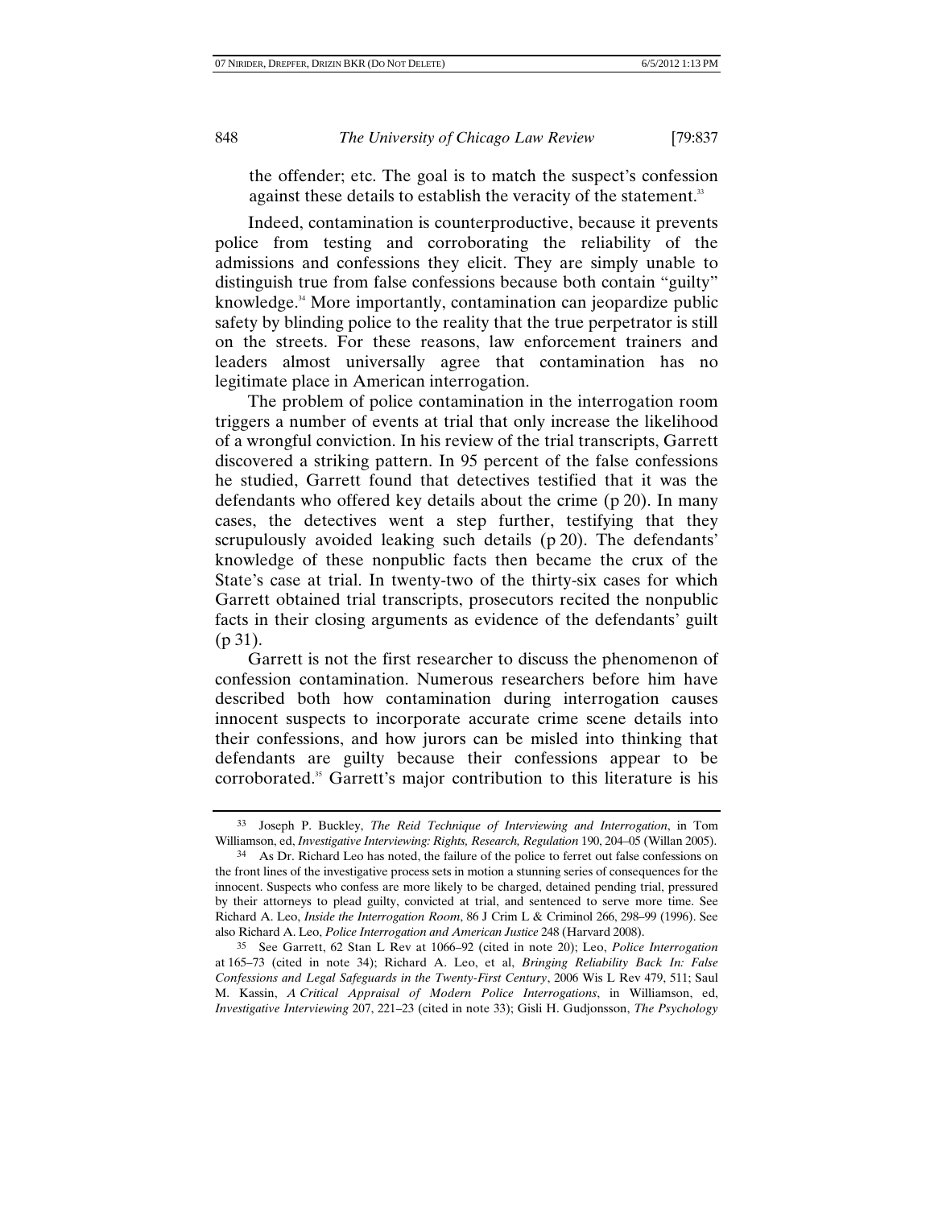the offender; etc. The goal is to match the suspect's confession against these details to establish the veracity of the statement.[33]

Indeed, contamination is counterproductive, because it prevents police from testing and corroborating the reliability of the admissions and confessions they elicit. They are simply unable to distinguish true from false confessions because both contain "guilty" knowledge.[34] More importantly, contamination can jeopardize public safety by blinding police to the reality that the true perpetrator is still on the streets. For these reasons, law enforcement trainers and leaders almost universally agree that contamination has no legitimate place in American interrogation.

The problem of police contamination in the interrogation room triggers a number of events at trial that only increase the likelihood of a wrongful conviction. In his review of the trial transcripts, Garrett discovered a striking pattern. In 95 percent of the false confessions he studied, Garrett found that detectives testified that it was the defendants who offered key details about the crime (p 20). In many cases, the detectives went a step further, testifying that they scrupulously avoided leaking such details (p 20). The defendants' knowledge of these nonpublic facts then became the crux of the State's case at trial. In twenty-two of the thirty-six cases for which Garrett obtained trial transcripts, prosecutors recited the nonpublic facts in their closing arguments as evidence of the defendants' guilt (p 31).

Garrett is not the first researcher to discuss the phenomenon of confession contamination. Numerous researchers before him have described both how contamination during interrogation causes innocent suspects to incorporate accurate crime scene details into their confessions, and how jurors can be misled into thinking that defendants are guilty because their confessions appear to be corroborated.[35] Garrett's major contribution to this literature is his

---

[33] Joseph P. Buckley, *The Reid Technique of Interviewing and Interrogation*, in Tom Williamson, ed, *Investigative Interviewing: Rights, Research, Regulation* 190, 204–05 (Willan 2005).

[34] As Dr. Richard Leo has noted, the failure of the police to ferret out false confessions on the front lines of the investigative process sets in motion a stunning series of consequences for the innocent. Suspects who confess are more likely to be charged, detained pending trial, pressured by their attorneys to plead guilty, convicted at trial, and sentenced to serve more time. See Richard A. Leo, *Inside the Interrogation Room*, 86 J Crim L & Criminol 266, 298–99 (1996). See also Richard A. Leo, *Police Interrogation and American Justice* 248 (Harvard 2008).

[35] See Garrett, 62 Stan L Rev at 1066–92 (cited in note 20); Leo, *Police Interrogation* at 165–73 (cited in note 34); Richard A. Leo, et al, *Bringing Reliability Back In: False Confessions and Legal Safeguards in the Twenty-First Century*, 2006 Wis L Rev 479, 511; Saul M. Kassin, *A Critical Appraisal of Modern Police Interrogations*, in Williamson, ed, *Investigative Interviewing* 207, 221–23 (cited in note 33); Gisli H. Gudjonsson, *The Psychology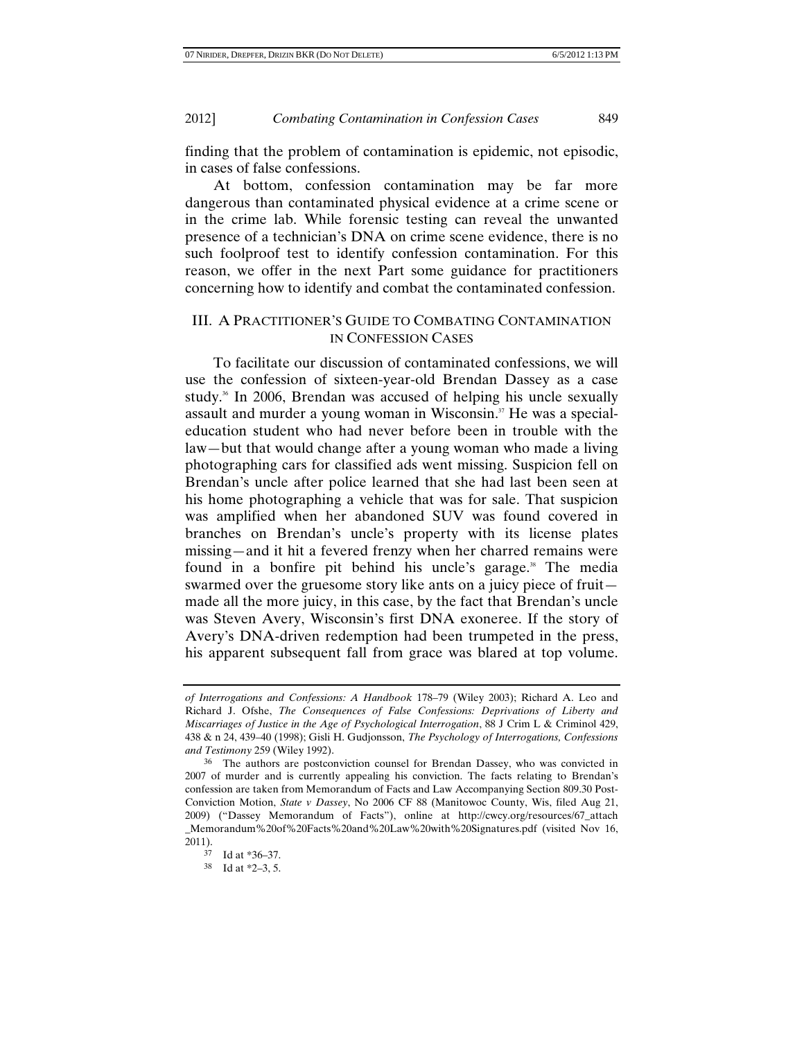finding that the problem of contamination is epidemic, not episodic, in cases of false confessions.

At bottom, confession contamination may be far more dangerous than contaminated physical evidence at a crime scene or in the crime lab. While forensic testing can reveal the unwanted presence of a technician's DNA on crime scene evidence, there is no such foolproof test to identify confession contamination. For this reason, we offer in the next Part some guidance for practitioners concerning how to identify and combat the contaminated confession.

## III. A PRACTITIONER'S GUIDE TO COMBATING CONTAMINATION IN CONFESSION CASES

To facilitate our discussion of contaminated confessions, we will use the confession of sixteen-year-old Brendan Dassey as a case study.[36] In 2006, Brendan was accused of helping his uncle sexually assault and murder a young woman in Wisconsin.[37] He was a special-education student who had never before been in trouble with the law—but that would change after a young woman who made a living photographing cars for classified ads went missing. Suspicion fell on Brendan's uncle after police learned that she had last been seen at his home photographing a vehicle that was for sale. That suspicion was amplified when her abandoned SUV was found covered in branches on Brendan's uncle's property with its license plates missing—and it hit a fevered frenzy when her charred remains were found in a bonfire pit behind his uncle's garage.[38] The media swarmed over the gruesome story like ants on a juicy piece of fruit—made all the more juicy, in this case, by the fact that Brendan's uncle was Steven Avery, Wisconsin's first DNA exoneree. If the story of Avery's DNA-driven redemption had been trumpeted in the press, his apparent subsequent fall from grace was blared at top volume.

---

*of Interrogations and Confessions: A Handbook* 178–79 (Wiley 2003); Richard A. Leo and Richard J. Ofshe, *The Consequences of False Confessions: Deprivations of Liberty and Miscarriages of Justice in the Age of Psychological Interrogation*, 88 J Crim L & Criminol 429, 438 & n 24, 439–40 (1998); Gisli H. Gudjonsson, *The Psychology of Interrogations, Confessions and Testimony* 259 (Wiley 1992).

[36] The authors are postconviction counsel for Brendan Dassey, who was convicted in 2007 of murder and is currently appealing his conviction. The facts relating to Brendan's confession are taken from Memorandum of Facts and Law Accompanying Section 809.30 Post-Conviction Motion, *State v Dassey*, No 2006 CF 88 (Manitowoc County, Wis, filed Aug 21, 2009) ("Dassey Memorandum of Facts"), online at http://cwcy.org/resources/67_attach_Memorandum%20of%20Facts%20and%20Law%20with%20Signatures.pdf (visited Nov 16, 2011).

[37] Id at *36–37.

[38] Id at *2–3, 5.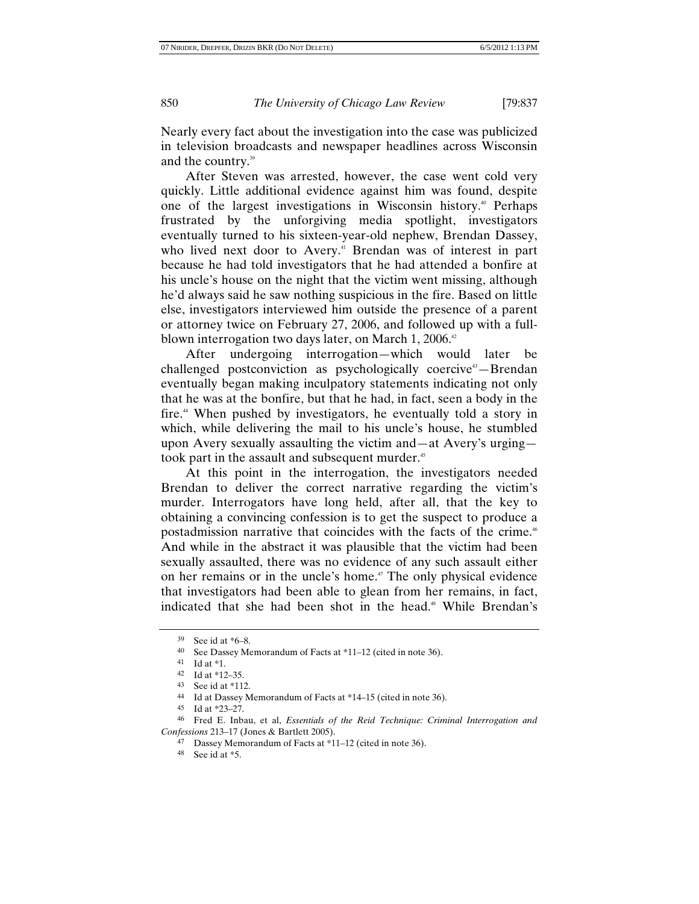Nearly every fact about the investigation into the case was publicized in television broadcasts and newspaper headlines across Wisconsin and the country.[39]

After Steven was arrested, however, the case went cold very quickly. Little additional evidence against him was found, despite one of the largest investigations in Wisconsin history.[40] Perhaps frustrated by the unforgiving media spotlight, investigators eventually turned to his sixteen-year-old nephew, Brendan Dassey, who lived next door to Avery.[41] Brendan was of interest in part because he had told investigators that he had attended a bonfire at his uncle's house on the night that the victim went missing, although he'd always said he saw nothing suspicious in the fire. Based on little else, investigators interviewed him outside the presence of a parent or attorney twice on February 27, 2006, and followed up with a full-blown interrogation two days later, on March 1, 2006.[42]

After undergoing interrogation—which would later be challenged postconviction as psychologically coercive[43]—Brendan eventually began making inculpatory statements indicating not only that he was at the bonfire, but that he had, in fact, seen a body in the fire.[44] When pushed by investigators, he eventually told a story in which, while delivering the mail to his uncle's house, he stumbled upon Avery sexually assaulting the victim and—at Avery's urging—took part in the assault and subsequent murder.[45]

At this point in the interrogation, the investigators needed Brendan to deliver the correct narrative regarding the victim's murder. Interrogators have long held, after all, that the key to obtaining a convincing confession is to get the suspect to produce a postadmission narrative that coincides with the facts of the crime.[46] And while in the abstract it was plausible that the victim had been sexually assaulted, there was no evidence of any such assault either on her remains or in the uncle's home.[47] The only physical evidence that investigators had been able to glean from her remains, in fact, indicated that she had been shot in the head.[48] While Brendan's

---

39 See id at *6–8.

40 See Dassey Memorandum of Facts at *11–12 (cited in note 36).

41 Id at *1.

42 Id at *12–35.

43 See id at *112.

44 Id at Dassey Memorandum of Facts at *14–15 (cited in note 36).

45 Id at *23–27.

46 Fred E. Inbau, et al, *Essentials of the Reid Technique: Criminal Interrogation and Confessions* 213–17 (Jones & Bartlett 2005).

47 Dassey Memorandum of Facts at *11–12 (cited in note 36).

48 See id at *5.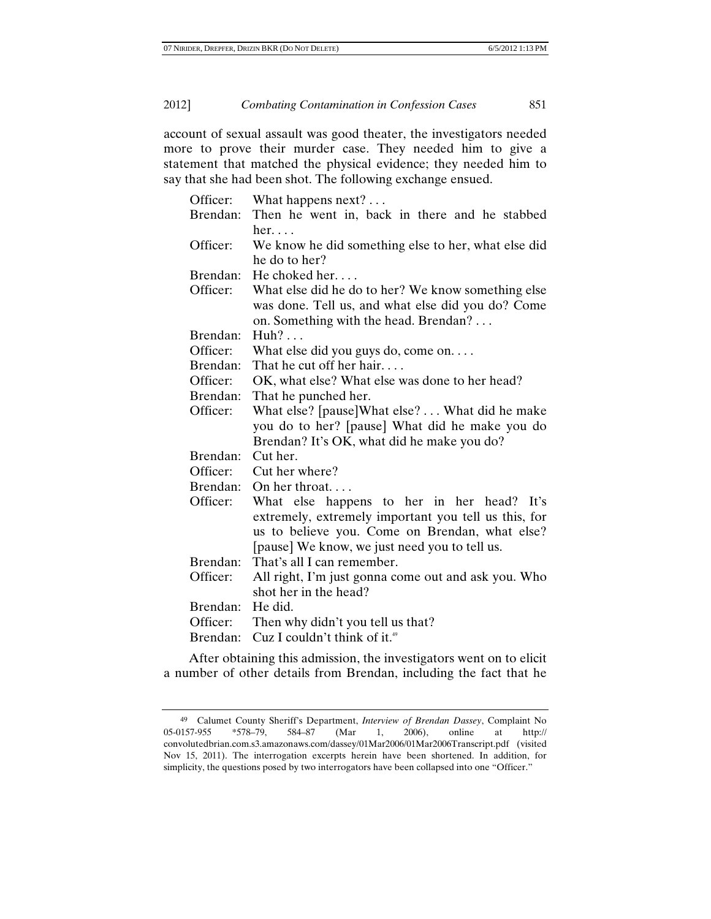account of sexual assault was good theater, the investigators needed more to prove their murder case. They needed him to give a statement that matched the physical evidence; they needed him to say that she had been shot. The following exchange ensued.

> Officer: What happens next? . . .
>
> Brendan: Then he went in, back in there and he stabbed her. . . .
>
> Officer: We know he did something else to her, what else did he do to her?
>
> Brendan: He choked her. . . .
>
> Officer: What else did he do to her? We know something else was done. Tell us, and what else did you do? Come on. Something with the head. Brendan? . . .
>
> Brendan: Huh? . . .
>
> Officer: What else did you guys do, come on. . . .
>
> Brendan: That he cut off her hair. . . .
>
> Officer: OK, what else? What else was done to her head?
>
> Brendan: That he punched her.
>
> Officer: What else? [pause]What else? . . . What did he make you do to her? [pause] What did he make you do Brendan? It's OK, what did he make you do?
>
> Brendan: Cut her.
>
> Officer: Cut her where?
>
> Brendan: On her throat. . . .
>
> Officer: What else happens to her in her head? It's extremely, extremely important you tell us this, for us to believe you. Come on Brendan, what else? [pause] We know, we just need you to tell us.
>
> Brendan: That's all I can remember.
>
> Officer: All right, I'm just gonna come out and ask you. Who shot her in the head?
>
> Brendan: He did.
>
> Officer: Then why didn't you tell us that?
>
> Brendan: Cuz I couldn't think of it.[49]

After obtaining this admission, the investigators went on to elicit a number of other details from Brendan, including the fact that he

---

[49] Calumet County Sheriff's Department, *Interview of Brendan Dassey*, Complaint No 05-0157-955 *578–79, 584–87 (Mar 1, 2006), online at http://convolutedbrian.com.s3.amazonaws.com/dassey/01Mar2006/01Mar2006Transcript.pdf (visited Nov 15, 2011). The interrogation excerpts herein have been shortened. In addition, for simplicity, the questions posed by two interrogators have been collapsed into one "Officer."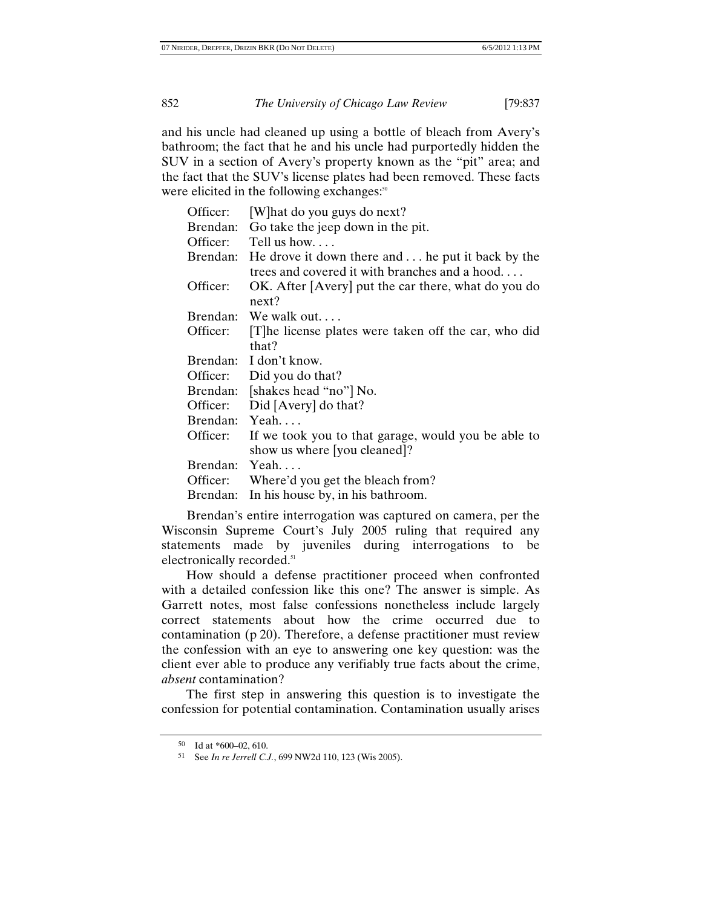and his uncle had cleaned up using a bottle of bleach from Avery's bathroom; the fact that he and his uncle had purportedly hidden the SUV in a section of Avery's property known as the "pit" area; and the fact that the SUV's license plates had been removed. These facts were elicited in the following exchanges:[50]

| | |
|---|---|
| Officer: | [W]hat do you guys do next? |
| Brendan: | Go take the jeep down in the pit. |
| Officer: | Tell us how. . . . |
| Brendan: | He drove it down there and . . . he put it back by the trees and covered it with branches and a hood. . . . |
| Officer: | OK. After [Avery] put the car there, what do you do next? |
| Brendan: | We walk out. . . . |
| Officer: | [T]he license plates were taken off the car, who did that? |
| Brendan: | I don't know. |
| Officer: | Did you do that? |
| Brendan: | [shakes head "no"] No. |
| Officer: | Did [Avery] do that? |
| Brendan: | Yeah. . . . |
| Officer: | If we took you to that garage, would you be able to show us where [you cleaned]? |
| Brendan: | Yeah. . . . |
| Officer: | Where'd you get the bleach from? |
| Brendan: | In his house by, in his bathroom. |

Brendan's entire interrogation was captured on camera, per the Wisconsin Supreme Court's July 2005 ruling that required any statements made by juveniles during interrogations to be electronically recorded.[51]

How should a defense practitioner proceed when confronted with a detailed confession like this one? The answer is simple. As Garrett notes, most false confessions nonetheless include largely correct statements about how the crime occurred due to contamination (p 20). Therefore, a defense practitioner must review the confession with an eye to answering one key question: was the client ever able to produce any verifiably true facts about the crime, *absent* contamination?

The first step in answering this question is to investigate the confession for potential contamination. Contamination usually arises

---

[50] Id at *600–02, 610.

[51] See *In re Jerrell C.J.*, 699 NW2d 110, 123 (Wis 2005).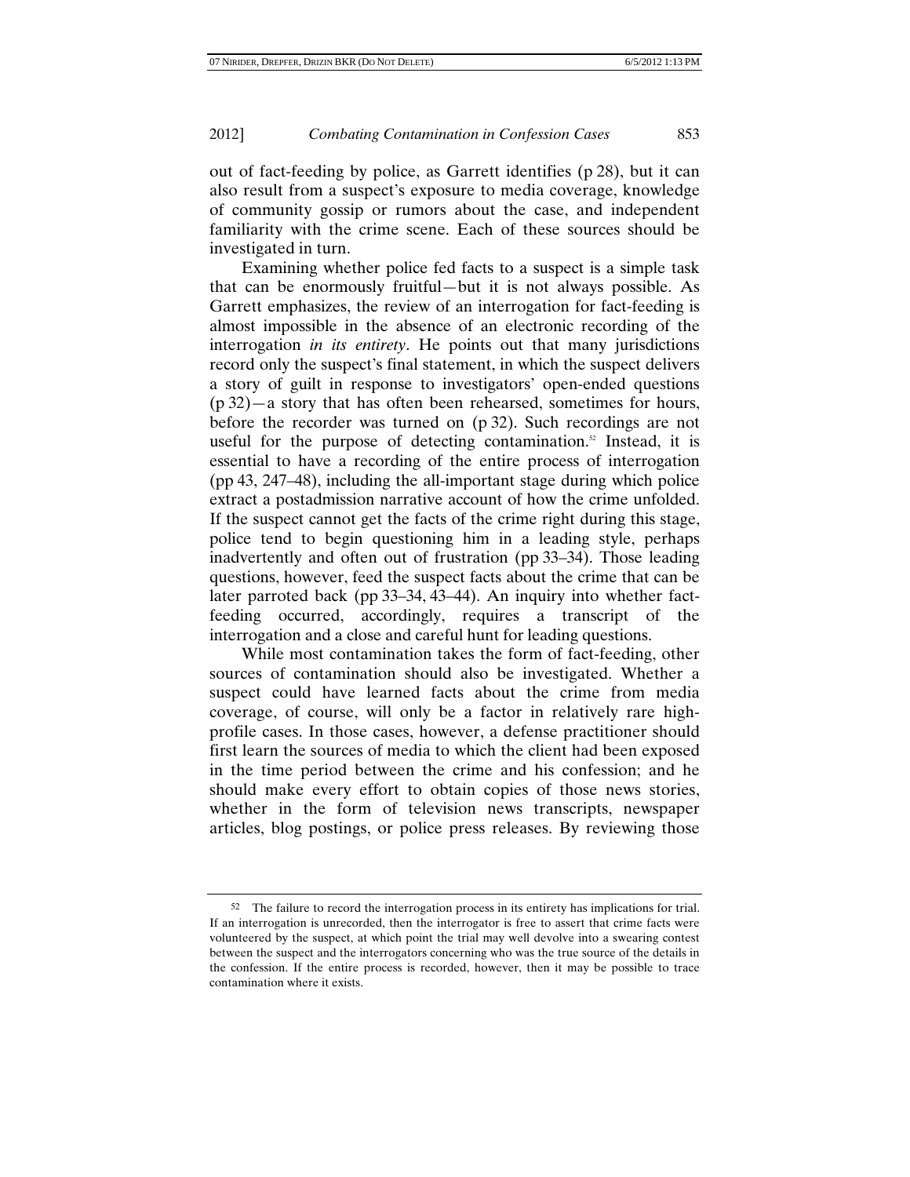out of fact-feeding by police, as Garrett identifies (p 28), but it can also result from a suspect's exposure to media coverage, knowledge of community gossip or rumors about the case, and independent familiarity with the crime scene. Each of these sources should be investigated in turn.

Examining whether police fed facts to a suspect is a simple task that can be enormously fruitful—but it is not always possible. As Garrett emphasizes, the review of an interrogation for fact-feeding is almost impossible in the absence of an electronic recording of the interrogation *in its entirety*. He points out that many jurisdictions record only the suspect's final statement, in which the suspect delivers a story of guilt in response to investigators' open-ended questions (p 32)—a story that has often been rehearsed, sometimes for hours, before the recorder was turned on (p 32). Such recordings are not useful for the purpose of detecting contamination.[52] Instead, it is essential to have a recording of the entire process of interrogation (pp 43, 247–48), including the all-important stage during which police extract a postadmission narrative account of how the crime unfolded. If the suspect cannot get the facts of the crime right during this stage, police tend to begin questioning him in a leading style, perhaps inadvertently and often out of frustration (pp 33–34). Those leading questions, however, feed the suspect facts about the crime that can be later parroted back (pp 33–34, 43–44). An inquiry into whether fact-feeding occurred, accordingly, requires a transcript of the interrogation and a close and careful hunt for leading questions.

While most contamination takes the form of fact-feeding, other sources of contamination should also be investigated. Whether a suspect could have learned facts about the crime from media coverage, of course, will only be a factor in relatively rare high-profile cases. In those cases, however, a defense practitioner should first learn the sources of media to which the client had been exposed in the time period between the crime and his confession; and he should make every effort to obtain copies of those news stories, whether in the form of television news transcripts, newspaper articles, blog postings, or police press releases. By reviewing those

---

[52] The failure to record the interrogation process in its entirety has implications for trial. If an interrogation is unrecorded, then the interrogator is free to assert that crime facts were volunteered by the suspect, at which point the trial may well devolve into a swearing contest between the suspect and the interrogators concerning who was the true source of the details in the confession. If the entire process is recorded, however, then it may be possible to trace contamination where it exists.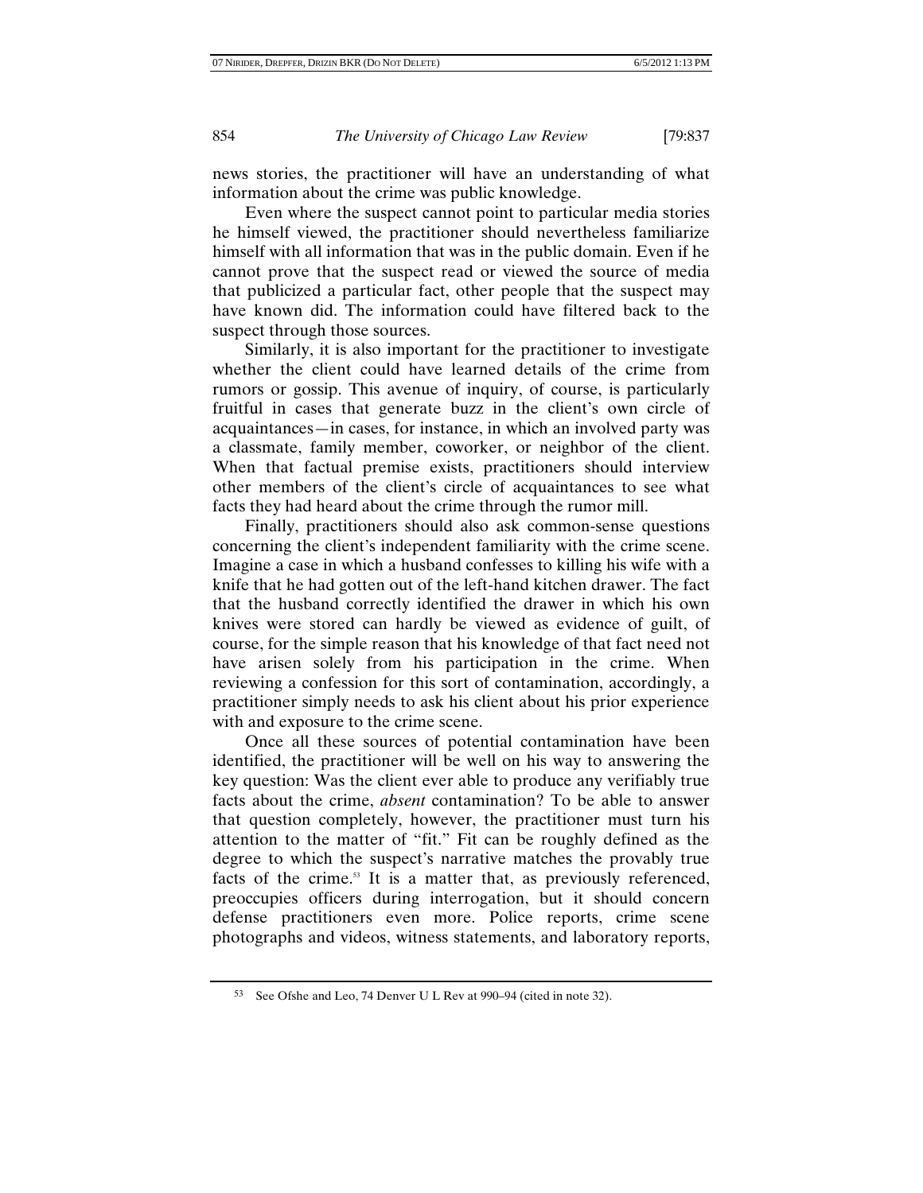news stories, the practitioner will have an understanding of what information about the crime was public knowledge.

Even where the suspect cannot point to particular media stories he himself viewed, the practitioner should nevertheless familiarize himself with all information that was in the public domain. Even if he cannot prove that the suspect read or viewed the source of media that publicized a particular fact, other people that the suspect may have known did. The information could have filtered back to the suspect through those sources.

Similarly, it is also important for the practitioner to investigate whether the client could have learned details of the crime from rumors or gossip. This avenue of inquiry, of course, is particularly fruitful in cases that generate buzz in the client's own circle of acquaintances—in cases, for instance, in which an involved party was a classmate, family member, coworker, or neighbor of the client. When that factual premise exists, practitioners should interview other members of the client's circle of acquaintances to see what facts they had heard about the crime through the rumor mill.

Finally, practitioners should also ask common-sense questions concerning the client's independent familiarity with the crime scene. Imagine a case in which a husband confesses to killing his wife with a knife that he had gotten out of the left-hand kitchen drawer. The fact that the husband correctly identified the drawer in which his own knives were stored can hardly be viewed as evidence of guilt, of course, for the simple reason that his knowledge of that fact need not have arisen solely from his participation in the crime. When reviewing a confession for this sort of contamination, accordingly, a practitioner simply needs to ask his client about his prior experience with and exposure to the crime scene.

Once all these sources of potential contamination have been identified, the practitioner will be well on his way to answering the key question: Was the client ever able to produce any verifiably true facts about the crime, *absent* contamination? To be able to answer that question completely, however, the practitioner must turn his attention to the matter of "fit." Fit can be roughly defined as the degree to which the suspect's narrative matches the provably true facts of the crime.[53] It is a matter that, as previously referenced, preoccupies officers during interrogation, but it should concern defense practitioners even more. Police reports, crime scene photographs and videos, witness statements, and laboratory reports,

---

[53] See Ofshe and Leo, 74 Denver U L Rev at 990–94 (cited in note 32).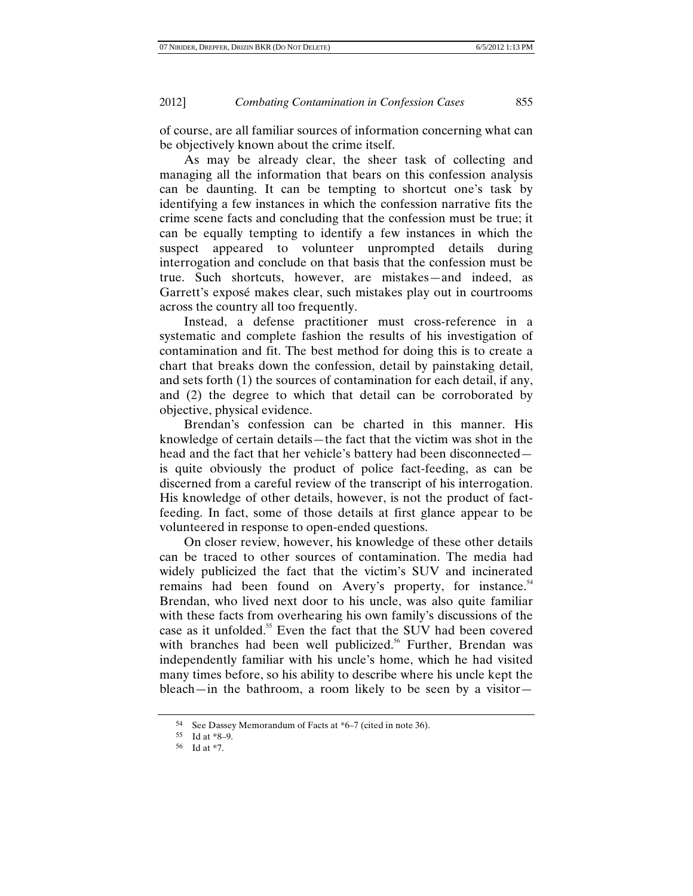of course, are all familiar sources of information concerning what can be objectively known about the crime itself.

As may be already clear, the sheer task of collecting and managing all the information that bears on this confession analysis can be daunting. It can be tempting to shortcut one's task by identifying a few instances in which the confession narrative fits the crime scene facts and concluding that the confession must be true; it can be equally tempting to identify a few instances in which the suspect appeared to volunteer unprompted details during interrogation and conclude on that basis that the confession must be true. Such shortcuts, however, are mistakes—and indeed, as Garrett's exposé makes clear, such mistakes play out in courtrooms across the country all too frequently.

Instead, a defense practitioner must cross-reference in a systematic and complete fashion the results of his investigation of contamination and fit. The best method for doing this is to create a chart that breaks down the confession, detail by painstaking detail, and sets forth (1) the sources of contamination for each detail, if any, and (2) the degree to which that detail can be corroborated by objective, physical evidence.

Brendan's confession can be charted in this manner. His knowledge of certain details—the fact that the victim was shot in the head and the fact that her vehicle's battery had been disconnected—is quite obviously the product of police fact-feeding, as can be discerned from a careful review of the transcript of his interrogation. His knowledge of other details, however, is not the product of fact-feeding. In fact, some of those details at first glance appear to be volunteered in response to open-ended questions.

On closer review, however, his knowledge of these other details can be traced to other sources of contamination. The media had widely publicized the fact that the victim's SUV and incinerated remains had been found on Avery's property, for instance.[54] Brendan, who lived next door to his uncle, was also quite familiar with these facts from overhearing his own family's discussions of the case as it unfolded.[55] Even the fact that the SUV had been covered with branches had been well publicized.[56] Further, Brendan was independently familiar with his uncle's home, which he had visited many times before, so his ability to describe where his uncle kept the bleach—in the bathroom, a room likely to be seen by a visitor—

---

[54] See Dassey Memorandum of Facts at *6–7 (cited in note 36).

[55] Id at *8–9.

[56] Id at *7.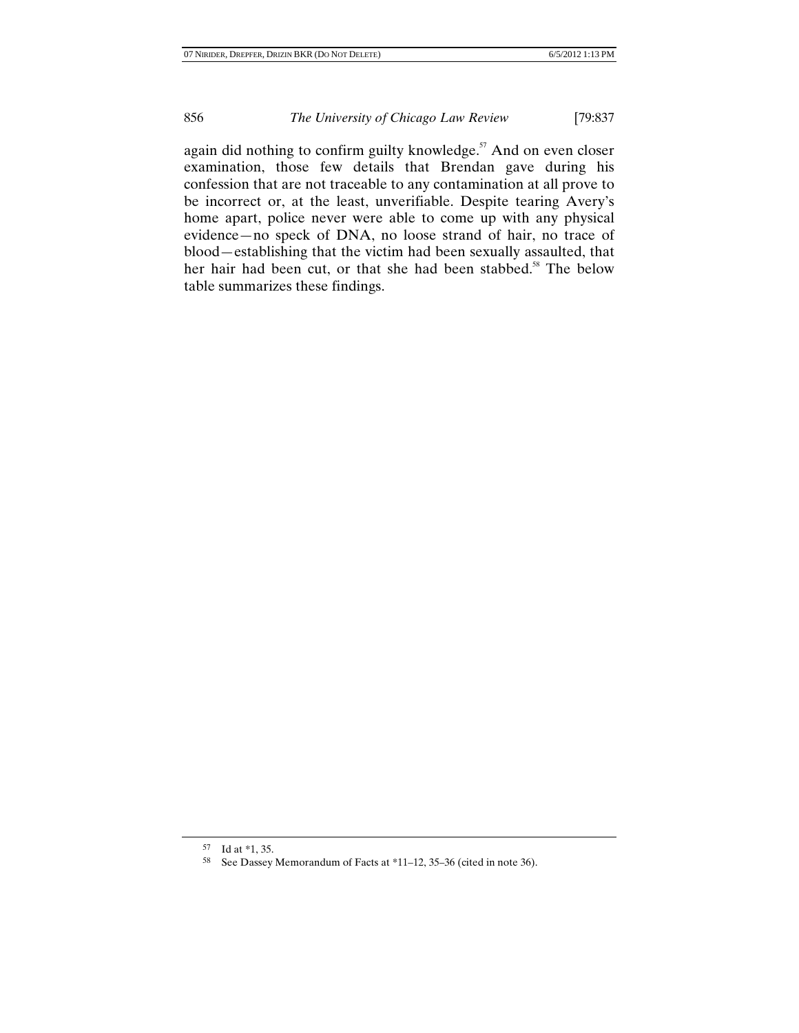again did nothing to confirm guilty knowledge.[57] And on even closer examination, those few details that Brendan gave during his confession that are not traceable to any contamination at all prove to be incorrect or, at the least, unverifiable. Despite tearing Avery's home apart, police never were able to come up with any physical evidence—no speck of DNA, no loose strand of hair, no trace of blood—establishing that the victim had been sexually assaulted, that her hair had been cut, or that she had been stabbed.[58] The below table summarizes these findings.

---

57 Id at *1, 35.

58 See Dassey Memorandum of Facts at *11–12, 35–36 (cited in note 36).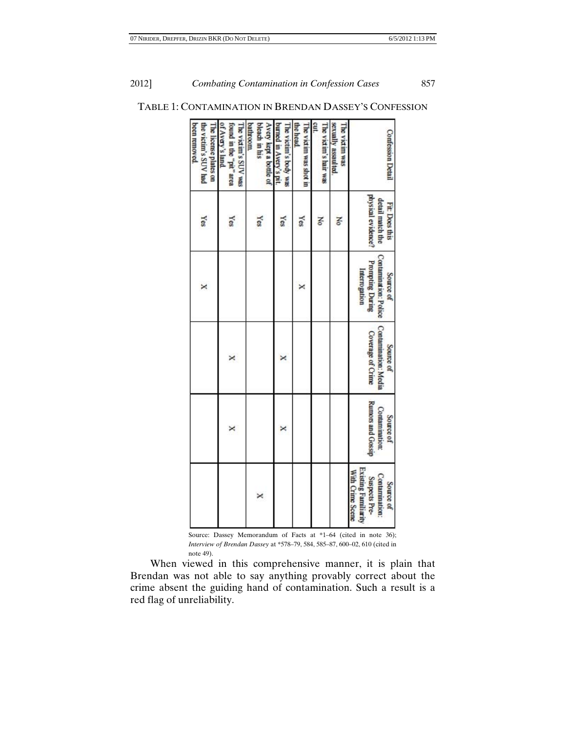TABLE 1: CONTAMINATION IN BRENDAN DASSEY'S CONFESSION

| Confession Detail | Fit: Does this detail match the physical evidence? | Source of Contamination: Police Prompting During Interrogation | Source of Contamination: Media Coverage of Crime | Source of Contamination: Rumors and Gossip | Source of Contamination: Suspects Pre-Existing Familiarity With Crime Scene |
|---|---|---|---|---|---|
| The victim was sexually assaulted. | No | | | | |
| The victim's hair was cut. | No | | | | |
| The victim was shot in the head. | Yes | X | | | |
| The victim's body was burned in Avery's pit. | Yes | | X | X | |
| Avery kept a bottle of bleach in his bathroom. | Yes | | | | X |
| The victim's SUV was found in the "pit" area of Avery's land. | Yes | | X | X | |
| The license plates on the victim's SUV had been removed. | Yes | X | | | |

Source: Dassey Memorandum of Facts at *1–64 (cited in note 36); *Interview of Brendan Dassey* at *578–79, 584, 585–87, 600–02, 610 (cited in note 49).

When viewed in this comprehensive manner, it is plain that Brendan was not able to say anything provably correct about the crime absent the guiding hand of contamination. Such a result is a red flag of unreliability.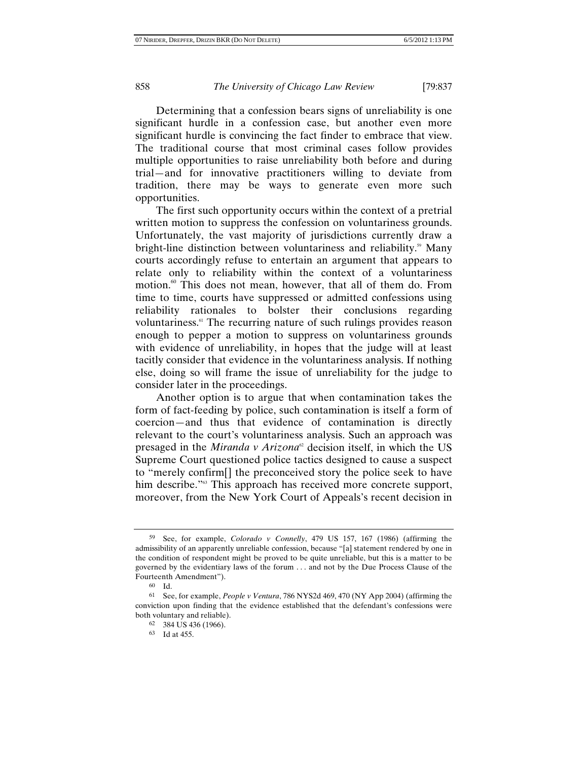Determining that a confession bears signs of unreliability is one significant hurdle in a confession case, but another even more significant hurdle is convincing the fact finder to embrace that view. The traditional course that most criminal cases follow provides multiple opportunities to raise unreliability both before and during trial—and for innovative practitioners willing to deviate from tradition, there may be ways to generate even more such opportunities.

The first such opportunity occurs within the context of a pretrial written motion to suppress the confession on voluntariness grounds. Unfortunately, the vast majority of jurisdictions currently draw a bright-line distinction between voluntariness and reliability.[59] Many courts accordingly refuse to entertain an argument that appears to relate only to reliability within the context of a voluntariness motion.[60] This does not mean, however, that all of them do. From time to time, courts have suppressed or admitted confessions using reliability rationales to bolster their conclusions regarding voluntariness.[61] The recurring nature of such rulings provides reason enough to pepper a motion to suppress on voluntariness grounds with evidence of unreliability, in hopes that the judge will at least tacitly consider that evidence in the voluntariness analysis. If nothing else, doing so will frame the issue of unreliability for the judge to consider later in the proceedings.

Another option is to argue that when contamination takes the form of fact-feeding by police, such contamination is itself a form of coercion—and thus that evidence of contamination is directly relevant to the court's voluntariness analysis. Such an approach was presaged in the *Miranda v Arizona*[62] decision itself, in which the US Supreme Court questioned police tactics designed to cause a suspect to "merely confirm[] the preconceived story the police seek to have him describe."[63] This approach has received more concrete support, moreover, from the New York Court of Appeals's recent decision in

---

[59] See, for example, *Colorado v Connelly*, 479 US 157, 167 (1986) (affirming the admissibility of an apparently unreliable confession, because "[a] statement rendered by one in the condition of respondent might be proved to be quite unreliable, but this is a matter to be governed by the evidentiary laws of the forum . . . and not by the Due Process Clause of the Fourteenth Amendment").

[60] Id.

[61] See, for example, *People v Ventura*, 786 NYS2d 469, 470 (NY App 2004) (affirming the conviction upon finding that the evidence established that the defendant's confessions were both voluntary and reliable).

[62] 384 US 436 (1966).

[63] Id at 455.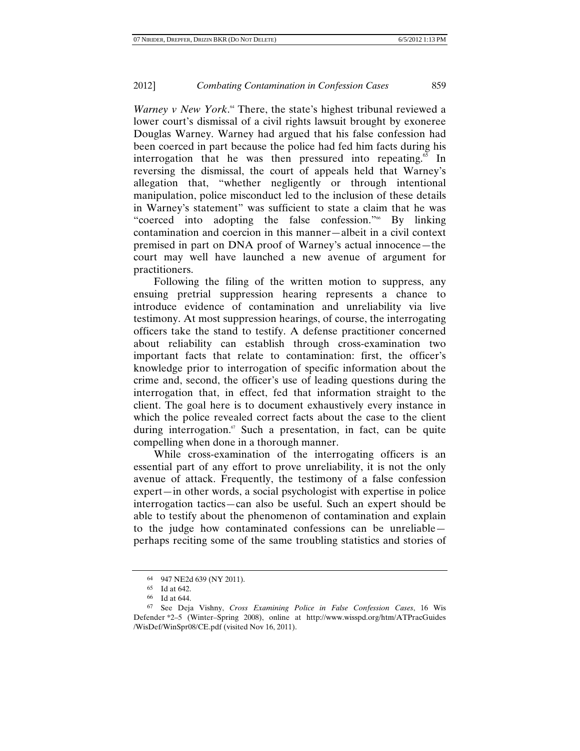*Warney v New York*.[64] There, the state's highest tribunal reviewed a lower court's dismissal of a civil rights lawsuit brought by exoneree Douglas Warney. Warney had argued that his false confession had been coerced in part because the police had fed him facts during his interrogation that he was then pressured into repeating.[65] In reversing the dismissal, the court of appeals held that Warney's allegation that, "whether negligently or through intentional manipulation, police misconduct led to the inclusion of these details in Warney's statement" was sufficient to state a claim that he was "coerced into adopting the false confession."[66] By linking contamination and coercion in this manner—albeit in a civil context premised in part on DNA proof of Warney's actual innocence—the court may well have launched a new avenue of argument for practitioners.

Following the filing of the written motion to suppress, any ensuing pretrial suppression hearing represents a chance to introduce evidence of contamination and unreliability via live testimony. At most suppression hearings, of course, the interrogating officers take the stand to testify. A defense practitioner concerned about reliability can establish through cross-examination two important facts that relate to contamination: first, the officer's knowledge prior to interrogation of specific information about the crime and, second, the officer's use of leading questions during the interrogation that, in effect, fed that information straight to the client. The goal here is to document exhaustively every instance in which the police revealed correct facts about the case to the client during interrogation.[67] Such a presentation, in fact, can be quite compelling when done in a thorough manner.

While cross-examination of the interrogating officers is an essential part of any effort to prove unreliability, it is not the only avenue of attack. Frequently, the testimony of a false confession expert—in other words, a social psychologist with expertise in police interrogation tactics—can also be useful. Such an expert should be able to testify about the phenomenon of contamination and explain to the judge how contaminated confessions can be unreliable—perhaps reciting some of the same troubling statistics and stories of

---

64 947 NE2d 639 (NY 2011).

65 Id at 642.

66 Id at 644.

67 See Deja Vishny, *Cross Examining Police in False Confession Cases*, 16 Wis Defender *2–5 (Winter–Spring 2008), online at http://www.wisspd.org/htm/ATPracGuides/WisDef/WinSpr08/CE.pdf (visited Nov 16, 2011).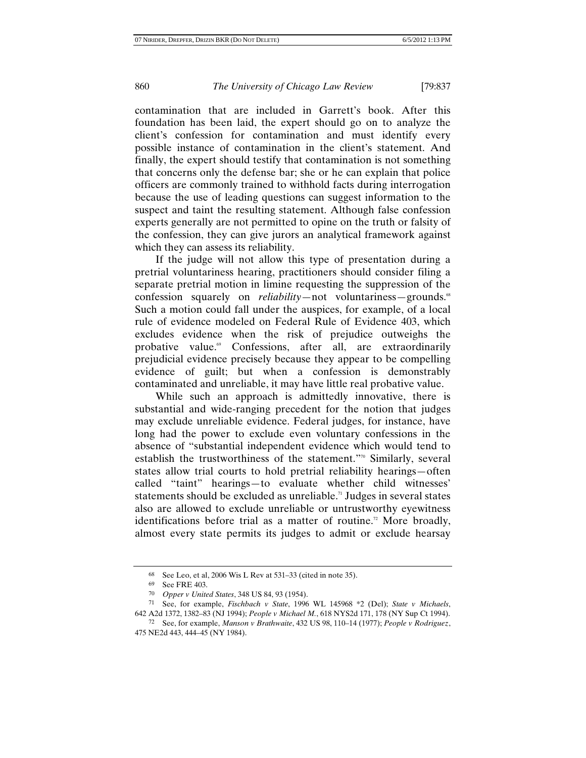contamination that are included in Garrett's book. After this foundation has been laid, the expert should go on to analyze the client's confession for contamination and must identify every possible instance of contamination in the client's statement. And finally, the expert should testify that contamination is not something that concerns only the defense bar; she or he can explain that police officers are commonly trained to withhold facts during interrogation because the use of leading questions can suggest information to the suspect and taint the resulting statement. Although false confession experts generally are not permitted to opine on the truth or falsity of the confession, they can give jurors an analytical framework against which they can assess its reliability.

If the judge will not allow this type of presentation during a pretrial voluntariness hearing, practitioners should consider filing a separate pretrial motion in limine requesting the suppression of the confession squarely on *reliability*—not voluntariness—grounds.[68] Such a motion could fall under the auspices, for example, of a local rule of evidence modeled on Federal Rule of Evidence 403, which excludes evidence when the risk of prejudice outweighs the probative value.[69] Confessions, after all, are extraordinarily prejudicial evidence precisely because they appear to be compelling evidence of guilt; but when a confession is demonstrably contaminated and unreliable, it may have little real probative value.

While such an approach is admittedly innovative, there is substantial and wide-ranging precedent for the notion that judges may exclude unreliable evidence. Federal judges, for instance, have long had the power to exclude even voluntary confessions in the absence of "substantial independent evidence which would tend to establish the trustworthiness of the statement."[70] Similarly, several states allow trial courts to hold pretrial reliability hearings—often called "taint" hearings—to evaluate whether child witnesses' statements should be excluded as unreliable.[71] Judges in several states also are allowed to exclude unreliable or untrustworthy eyewitness identifications before trial as a matter of routine.[72] More broadly, almost every state permits its judges to admit or exclude hearsay

---

[68] See Leo, et al, 2006 Wis L Rev at 531–33 (cited in note 35).

[69] See FRE 403.

[70] *Opper v United States*, 348 US 84, 93 (1954).

[71] See, for example, *Fischbach v State*, 1996 WL 145968 *2 (Del); *State v Michaels*, 642 A2d 1372, 1382–83 (NJ 1994); *People v Michael M.*, 618 NYS2d 171, 178 (NY Sup Ct 1994).

[72] See, for example, *Manson v Brathwaite*, 432 US 98, 110–14 (1977); *People v Rodriguez*, 475 NE2d 443, 444–45 (NY 1984).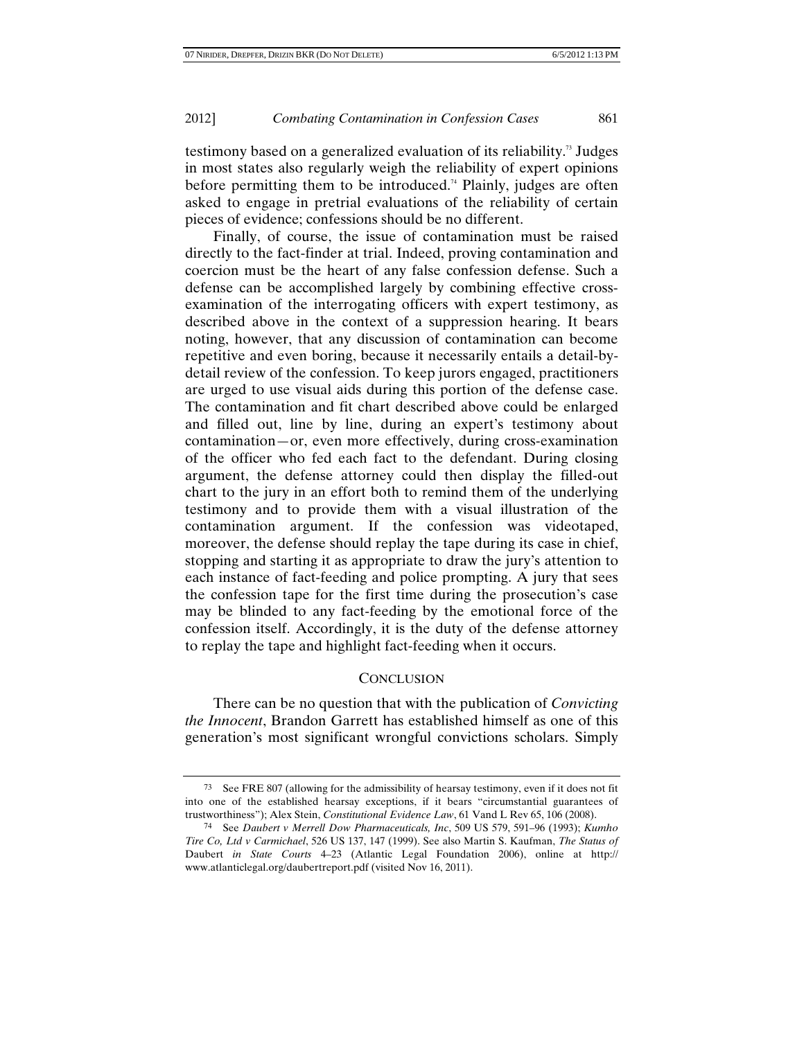testimony based on a generalized evaluation of its reliability.[73] Judges in most states also regularly weigh the reliability of expert opinions before permitting them to be introduced.[74] Plainly, judges are often asked to engage in pretrial evaluations of the reliability of certain pieces of evidence; confessions should be no different.

Finally, of course, the issue of contamination must be raised directly to the fact-finder at trial. Indeed, proving contamination and coercion must be the heart of any false confession defense. Such a defense can be accomplished largely by combining effective cross-examination of the interrogating officers with expert testimony, as described above in the context of a suppression hearing. It bears noting, however, that any discussion of contamination can become repetitive and even boring, because it necessarily entails a detail-by-detail review of the confession. To keep jurors engaged, practitioners are urged to use visual aids during this portion of the defense case. The contamination and fit chart described above could be enlarged and filled out, line by line, during an expert's testimony about contamination—or, even more effectively, during cross-examination of the officer who fed each fact to the defendant. During closing argument, the defense attorney could then display the filled-out chart to the jury in an effort both to remind them of the underlying testimony and to provide them with a visual illustration of the contamination argument. If the confession was videotaped, moreover, the defense should replay the tape during its case in chief, stopping and starting it as appropriate to draw the jury's attention to each instance of fact-feeding and police prompting. A jury that sees the confession tape for the first time during the prosecution's case may be blinded to any fact-feeding by the emotional force of the confession itself. Accordingly, it is the duty of the defense attorney to replay the tape and highlight fact-feeding when it occurs.

## CONCLUSION

There can be no question that with the publication of *Convicting the Innocent*, Brandon Garrett has established himself as one of this generation's most significant wrongful convictions scholars. Simply

---

73 See FRE 807 (allowing for the admissibility of hearsay testimony, even if it does not fit into one of the established hearsay exceptions, if it bears "circumstantial guarantees of trustworthiness"); Alex Stein, *Constitutional Evidence Law*, 61 Vand L Rev 65, 106 (2008).

74 See *Daubert v Merrell Dow Pharmaceuticals, Inc*, 509 US 579, 591–96 (1993); *Kumho Tire Co, Ltd v Carmichael*, 526 US 137, 147 (1999). See also Martin S. Kaufman, *The Status of* Daubert *in State Courts* 4–23 (Atlantic Legal Foundation 2006), online at http://www.atlanticlegal.org/daubertreport.pdf (visited Nov 16, 2011).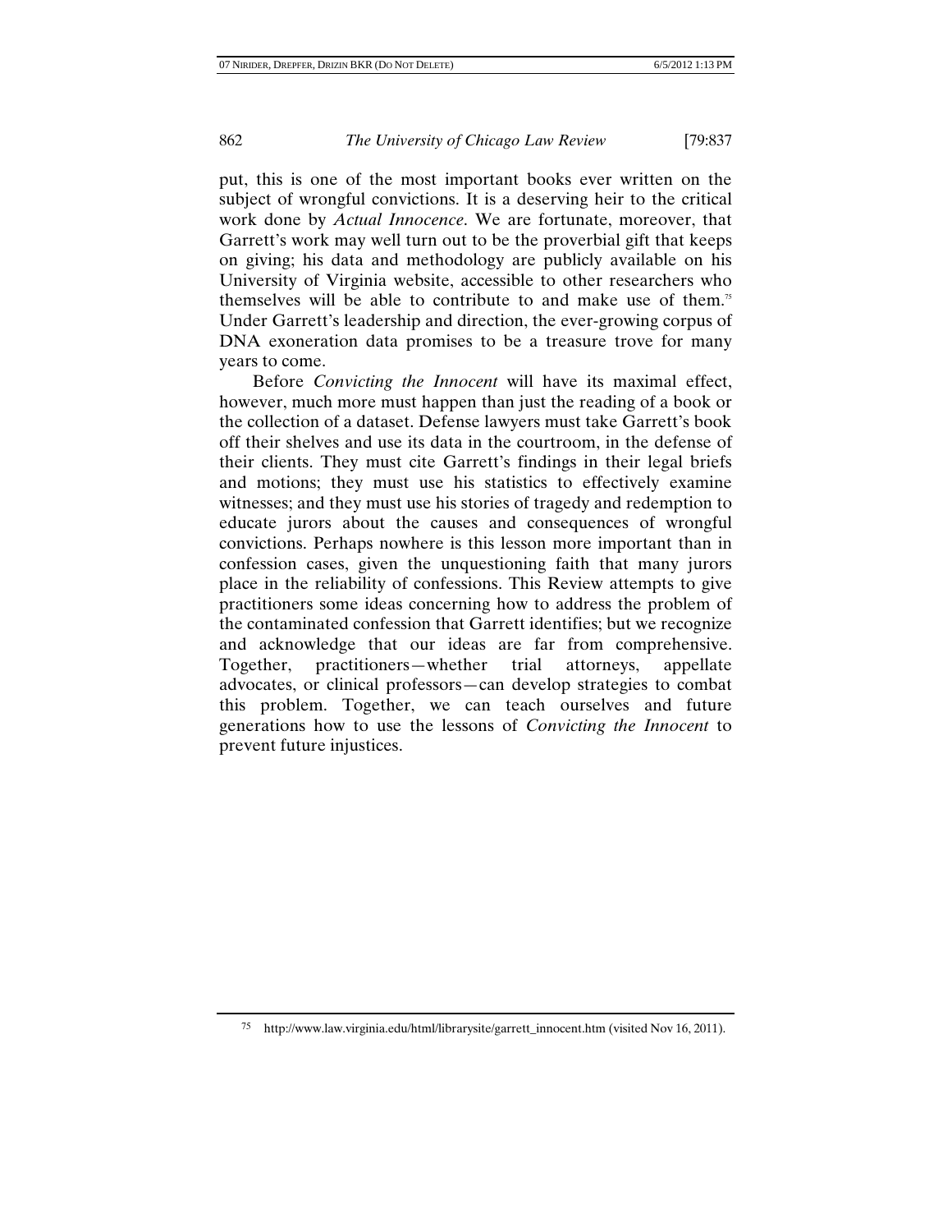put, this is one of the most important books ever written on the subject of wrongful convictions. It is a deserving heir to the critical work done by *Actual Innocence*. We are fortunate, moreover, that Garrett's work may well turn out to be the proverbial gift that keeps on giving; his data and methodology are publicly available on his University of Virginia website, accessible to other researchers who themselves will be able to contribute to and make use of them.[75] Under Garrett's leadership and direction, the ever-growing corpus of DNA exoneration data promises to be a treasure trove for many years to come.

Before *Convicting the Innocent* will have its maximal effect, however, much more must happen than just the reading of a book or the collection of a dataset. Defense lawyers must take Garrett's book off their shelves and use its data in the courtroom, in the defense of their clients. They must cite Garrett's findings in their legal briefs and motions; they must use his statistics to effectively examine witnesses; and they must use his stories of tragedy and redemption to educate jurors about the causes and consequences of wrongful convictions. Perhaps nowhere is this lesson more important than in confession cases, given the unquestioning faith that many jurors place in the reliability of confessions. This Review attempts to give practitioners some ideas concerning how to address the problem of the contaminated confession that Garrett identifies; but we recognize and acknowledge that our ideas are far from comprehensive. Together, practitioners—whether trial attorneys, appellate advocates, or clinical professors—can develop strategies to combat this problem. Together, we can teach ourselves and future generations how to use the lessons of *Convicting the Innocent* to prevent future injustices.

[75] http://www.law.virginia.edu/html/librarysite/garrett_innocent.htm (visited Nov 16, 2011).